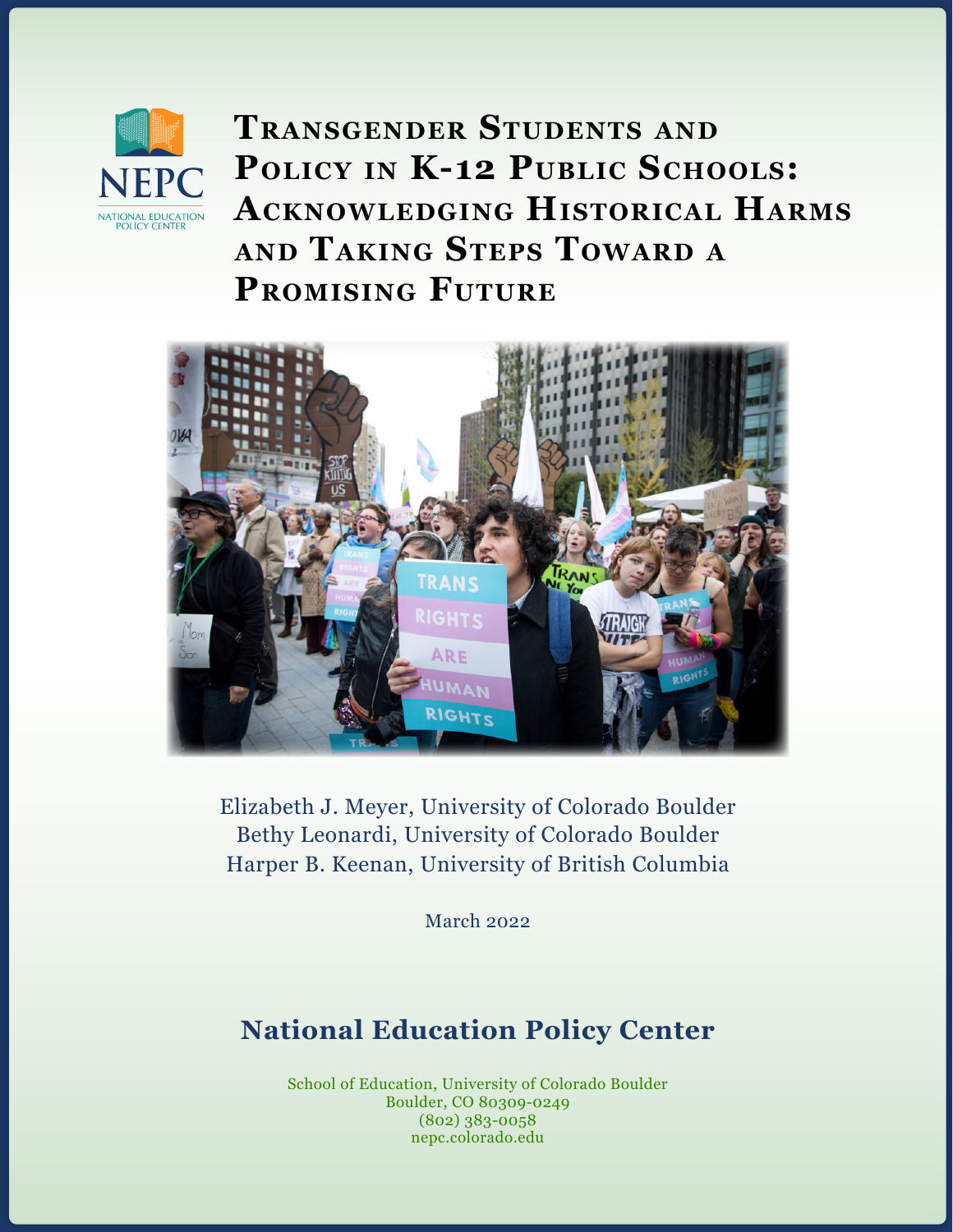NEPC
NATIONAL EDUCATION POLICY CENTER

# Transgender Students and Policy in K-12 Public Schools: Acknowledging Historical Harms and Taking Steps Toward a Promising Future

Elizabeth J. Meyer, University of Colorado Boulder
Bethy Leonardi, University of Colorado Boulder
Harper B. Keenan, University of British Columbia

March 2022

## National Education Policy Center

School of Education, University of Colorado Boulder
Boulder, CO 80309-0249
(802) 383-0058
nepc.colorado.edu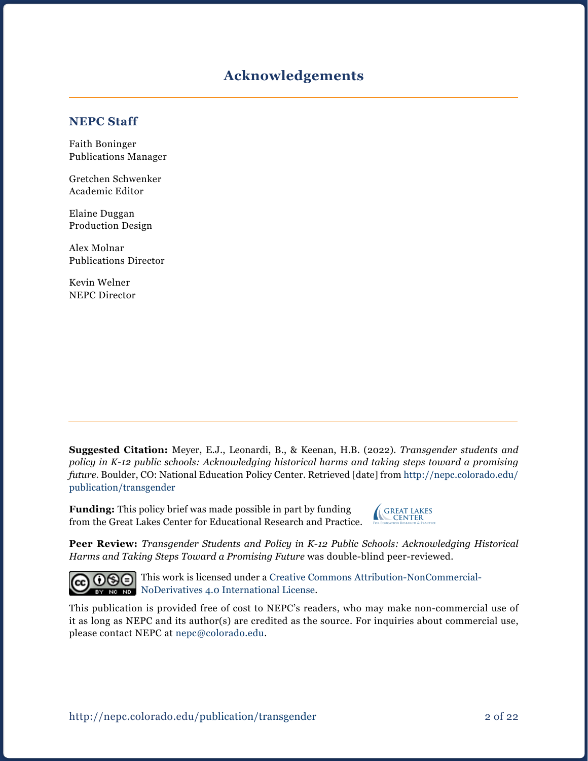# Acknowledgements

## NEPC Staff

Faith Boninger
Publications Manager

Gretchen Schwenker
Academic Editor

Elaine Duggan
Production Design

Alex Molnar
Publications Director

Kevin Welner
NEPC Director

**Suggested Citation:** Meyer, E.J., Leonardi, B., & Keenan, H.B. (2022). *Transgender students and policy in K-12 public schools: Acknowledging historical harms and taking steps toward a promising future*. Boulder, CO: National Education Policy Center. Retrieved [date] from http://nepc.colorado.edu/publication/transgender

**Funding:** This policy brief was made possible in part by funding from the Great Lakes Center for Educational Research and Practice.

**Peer Review:** *Transgender Students and Policy in K-12 Public Schools: Acknowledging Historical Harms and Taking Steps Toward a Promising Future* was double-blind peer-reviewed.

This work is licensed under a Creative Commons Attribution-NonCommercial-NoDerivatives 4.0 International License.

This publication is provided free of cost to NEPC's readers, who may make non-commercial use of it as long as NEPC and its author(s) are credited as the source. For inquiries about commercial use, please contact NEPC at nepc@colorado.edu.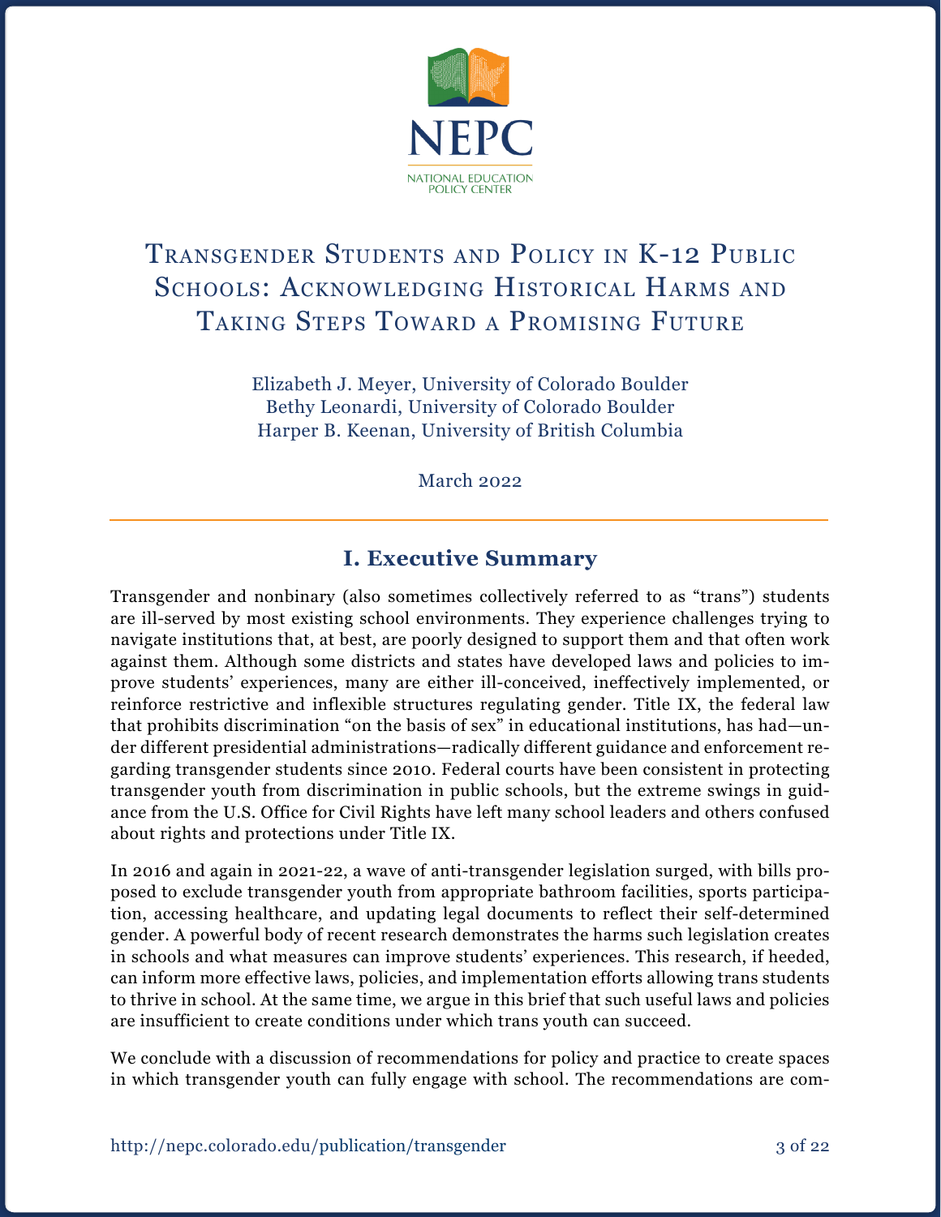# Transgender Students and Policy in K-12 Public Schools: Acknowledging Historical Harms and Taking Steps Toward a Promising Future

Elizabeth J. Meyer, University of Colorado Boulder
Bethy Leonardi, University of Colorado Boulder
Harper B. Keenan, University of British Columbia

March 2022

## I. Executive Summary

Transgender and nonbinary (also sometimes collectively referred to as "trans") students are ill-served by most existing school environments. They experience challenges trying to navigate institutions that, at best, are poorly designed to support them and that often work against them. Although some districts and states have developed laws and policies to improve students' experiences, many are either ill-conceived, ineffectively implemented, or reinforce restrictive and inflexible structures regulating gender. Title IX, the federal law that prohibits discrimination "on the basis of sex" in educational institutions, has had—under different presidential administrations—radically different guidance and enforcement regarding transgender students since 2010. Federal courts have been consistent in protecting transgender youth from discrimination in public schools, but the extreme swings in guidance from the U.S. Office for Civil Rights have left many school leaders and others confused about rights and protections under Title IX.

In 2016 and again in 2021-22, a wave of anti-transgender legislation surged, with bills proposed to exclude transgender youth from appropriate bathroom facilities, sports participation, accessing healthcare, and updating legal documents to reflect their self-determined gender. A powerful body of recent research demonstrates the harms such legislation creates in schools and what measures can improve students' experiences. This research, if heeded, can inform more effective laws, policies, and implementation efforts allowing trans students to thrive in school. At the same time, we argue in this brief that such useful laws and policies are insufficient to create conditions under which trans youth can succeed.

We conclude with a discussion of recommendations for policy and practice to create spaces in which transgender youth can fully engage with school. The recommendations are com-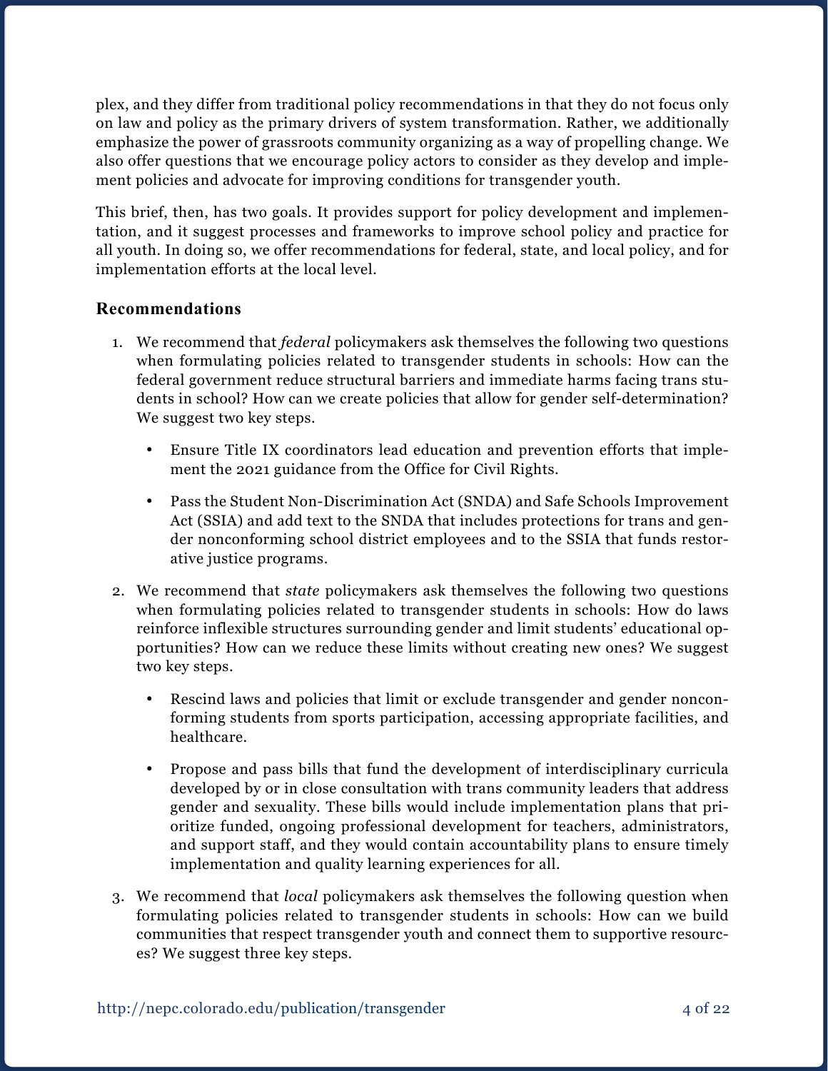plex, and they differ from traditional policy recommendations in that they do not focus only on law and policy as the primary drivers of system transformation. Rather, we additionally emphasize the power of grassroots community organizing as a way of propelling change. We also offer questions that we encourage policy actors to consider as they develop and implement policies and advocate for improving conditions for transgender youth.

This brief, then, has two goals. It provides support for policy development and implementation, and it suggest processes and frameworks to improve school policy and practice for all youth. In doing so, we offer recommendations for federal, state, and local policy, and for implementation efforts at the local level.

### Recommendations

1. We recommend that *federal* policymakers ask themselves the following two questions when formulating policies related to transgender students in schools: How can the federal government reduce structural barriers and immediate harms facing trans students in school? How can we create policies that allow for gender self-determination? We suggest two key steps.

    - Ensure Title IX coordinators lead education and prevention efforts that implement the 2021 guidance from the Office for Civil Rights.

    - Pass the Student Non-Discrimination Act (SNDA) and Safe Schools Improvement Act (SSIA) and add text to the SNDA that includes protections for trans and gender nonconforming school district employees and to the SSIA that funds restorative justice programs.

2. We recommend that *state* policymakers ask themselves the following two questions when formulating policies related to transgender students in schools: How do laws reinforce inflexible structures surrounding gender and limit students' educational opportunities? How can we reduce these limits without creating new ones? We suggest two key steps.

    - Rescind laws and policies that limit or exclude transgender and gender nonconforming students from sports participation, accessing appropriate facilities, and healthcare.

    - Propose and pass bills that fund the development of interdisciplinary curricula developed by or in close consultation with trans community leaders that address gender and sexuality. These bills would include implementation plans that prioritize funded, ongoing professional development for teachers, administrators, and support staff, and they would contain accountability plans to ensure timely implementation and quality learning experiences for all.

3. We recommend that *local* policymakers ask themselves the following question when formulating policies related to transgender students in schools: How can we build communities that respect transgender youth and connect them to supportive resources? We suggest three key steps.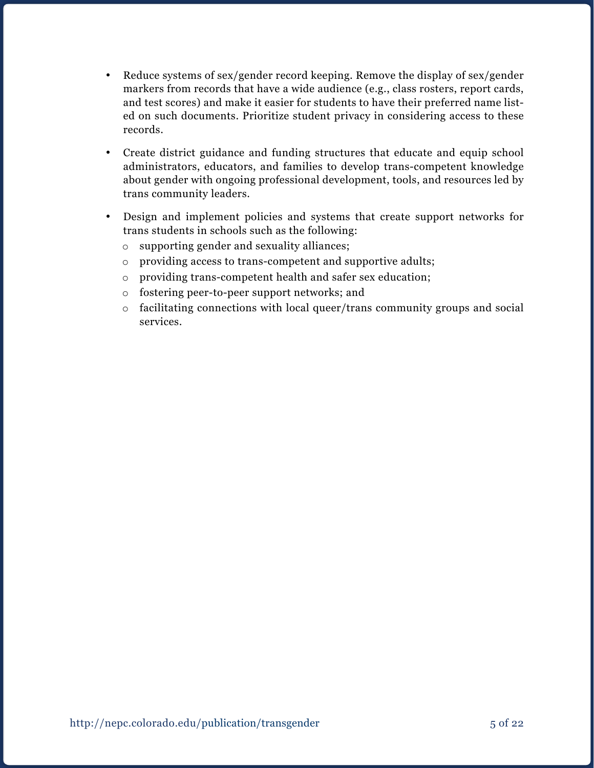- Reduce systems of sex/gender record keeping. Remove the display of sex/gender markers from records that have a wide audience (e.g., class rosters, report cards, and test scores) and make it easier for students to have their preferred name listed on such documents. Prioritize student privacy in considering access to these records.
- Create district guidance and funding structures that educate and equip school administrators, educators, and families to develop trans-competent knowledge about gender with ongoing professional development, tools, and resources led by trans community leaders.
- Design and implement policies and systems that create support networks for trans students in schools such as the following:
  - supporting gender and sexuality alliances;
  - providing access to trans-competent and supportive adults;
  - providing trans-competent health and safer sex education;
  - fostering peer-to-peer support networks; and
  - facilitating connections with local queer/trans community groups and social services.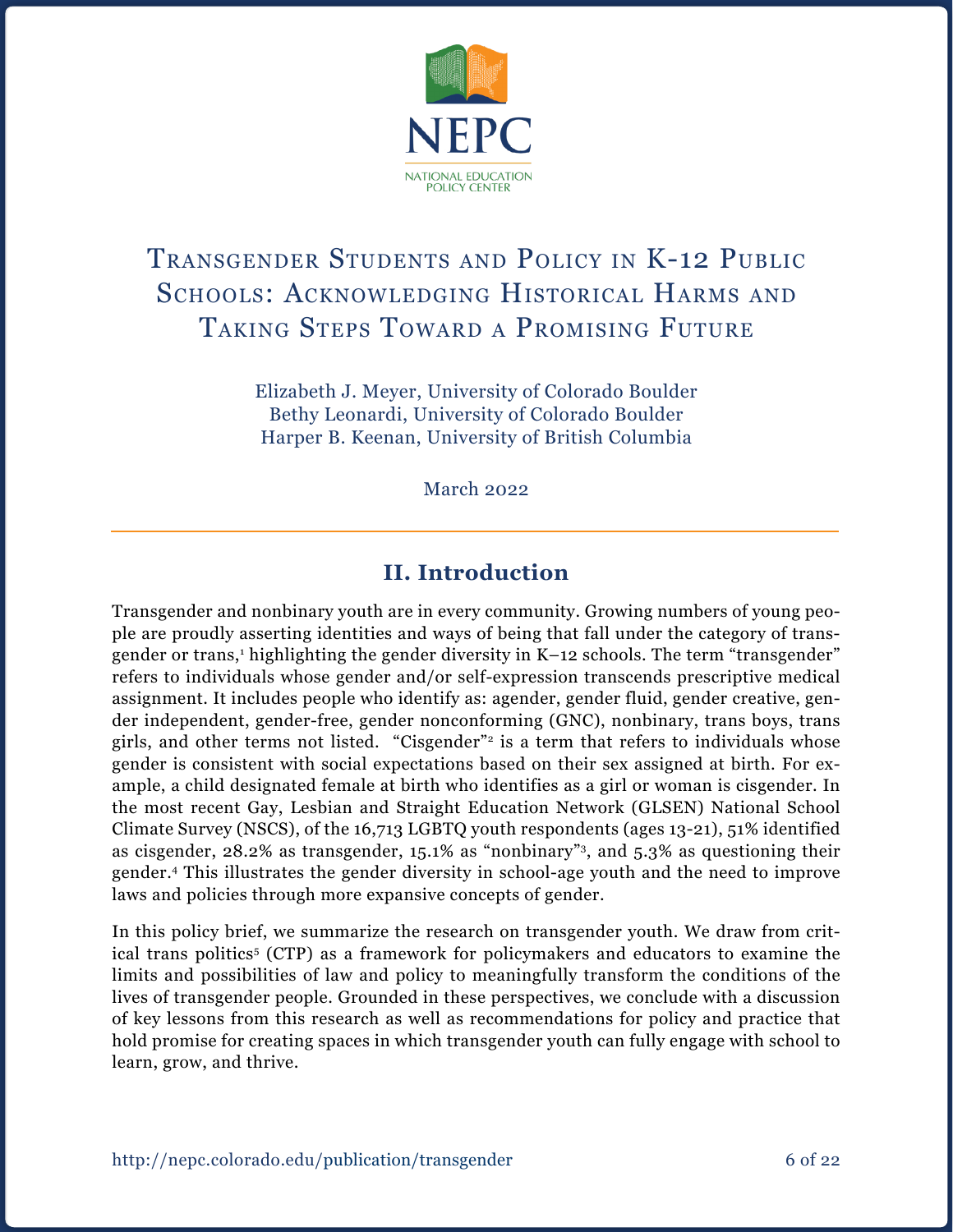NEPC

NATIONAL EDUCATION POLICY CENTER

# Transgender Students and Policy in K-12 Public Schools: Acknowledging Historical Harms and Taking Steps Toward a Promising Future

Elizabeth J. Meyer, University of Colorado Boulder
Bethy Leonardi, University of Colorado Boulder
Harper B. Keenan, University of British Columbia

March 2022

## II. Introduction

Transgender and nonbinary youth are in every community. Growing numbers of young people are proudly asserting identities and ways of being that fall under the category of transgender or trans,[1] highlighting the gender diversity in K–12 schools. The term "transgender" refers to individuals whose gender and/or self-expression transcends prescriptive medical assignment. It includes people who identify as: agender, gender fluid, gender creative, gender independent, gender-free, gender nonconforming (GNC), nonbinary, trans boys, trans girls, and other terms not listed. "Cisgender"[2] is a term that refers to individuals whose gender is consistent with social expectations based on their sex assigned at birth. For example, a child designated female at birth who identifies as a girl or woman is cisgender. In the most recent Gay, Lesbian and Straight Education Network (GLSEN) National School Climate Survey (NSCS), of the 16,713 LGBTQ youth respondents (ages 13-21), 51% identified as cisgender, 28.2% as transgender, 15.1% as "nonbinary"[3], and 5.3% as questioning their gender.[4] This illustrates the gender diversity in school-age youth and the need to improve laws and policies through more expansive concepts of gender.

In this policy brief, we summarize the research on transgender youth. We draw from critical trans politics[5] (CTP) as a framework for policymakers and educators to examine the limits and possibilities of law and policy to meaningfully transform the conditions of the lives of transgender people. Grounded in these perspectives, we conclude with a discussion of key lessons from this research as well as recommendations for policy and practice that hold promise for creating spaces in which transgender youth can fully engage with school to learn, grow, and thrive.

http://nepc.colorado.edu/publication/transgender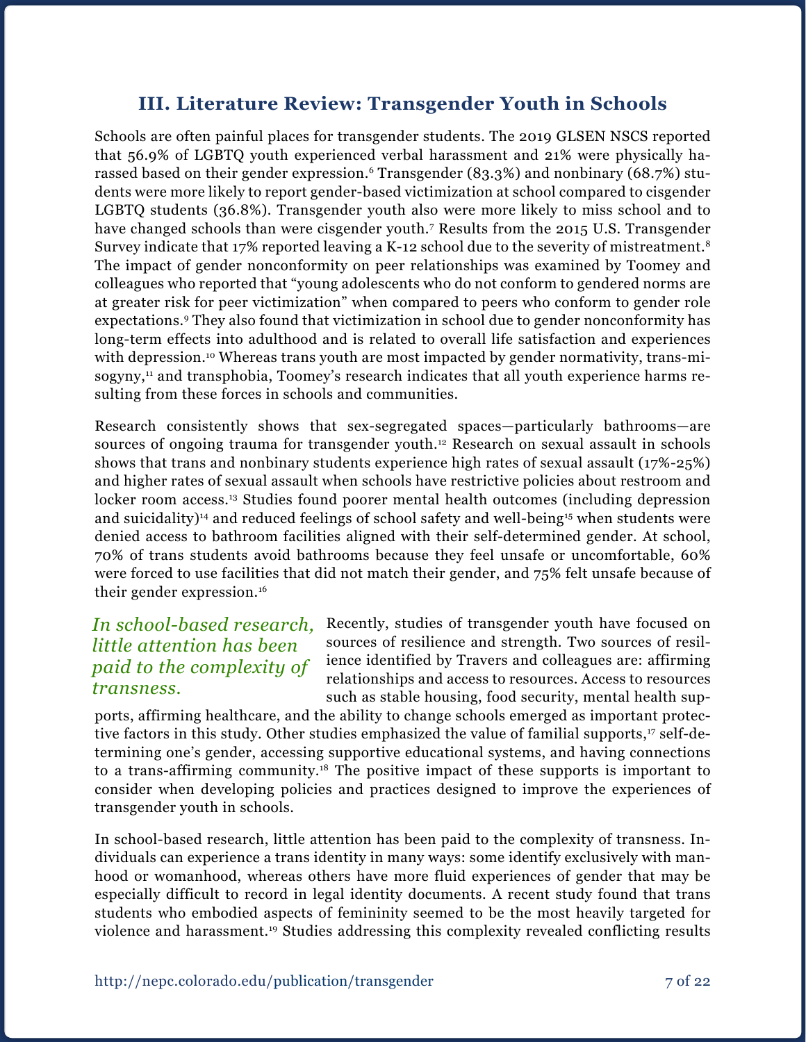## III. Literature Review: Transgender Youth in Schools

Schools are often painful places for transgender students. The 2019 GLSEN NSCS reported that 56.9% of LGBTQ youth experienced verbal harassment and 21% were physically harassed based on their gender expression.[6] Transgender (83.3%) and nonbinary (68.7%) students were more likely to report gender-based victimization at school compared to cisgender LGBTQ students (36.8%). Transgender youth also were more likely to miss school and to have changed schools than were cisgender youth.[7] Results from the 2015 U.S. Transgender Survey indicate that 17% reported leaving a K-12 school due to the severity of mistreatment.[8] The impact of gender nonconformity on peer relationships was examined by Toomey and colleagues who reported that "young adolescents who do not conform to gendered norms are at greater risk for peer victimization" when compared to peers who conform to gender role expectations.[9] They also found that victimization in school due to gender nonconformity has long-term effects into adulthood and is related to overall life satisfaction and experiences with depression.[10] Whereas trans youth are most impacted by gender normativity, trans-misogyny,[11] and transphobia, Toomey's research indicates that all youth experience harms resulting from these forces in schools and communities.

Research consistently shows that sex-segregated spaces—particularly bathrooms—are sources of ongoing trauma for transgender youth.[12] Research on sexual assault in schools shows that trans and nonbinary students experience high rates of sexual assault (17%-25%) and higher rates of sexual assault when schools have restrictive policies about restroom and locker room access.[13] Studies found poorer mental health outcomes (including depression and suicidality)[14] and reduced feelings of school safety and well-being[15] when students were denied access to bathroom facilities aligned with their self-determined gender. At school, 70% of trans students avoid bathrooms because they feel unsafe or uncomfortable, 60% were forced to use facilities that did not match their gender, and 75% felt unsafe because of their gender expression.[16]

*In school-based research, little attention has been paid to the complexity of transness.*

Recently, studies of transgender youth have focused on sources of resilience and strength. Two sources of resilience identified by Travers and colleagues are: affirming relationships and access to resources. Access to resources such as stable housing, food security, mental health supports, affirming healthcare, and the ability to change schools emerged as important protective factors in this study. Other studies emphasized the value of familial supports,[17] self-determining one's gender, accessing supportive educational systems, and having connections to a trans-affirming community.[18] The positive impact of these supports is important to consider when developing policies and practices designed to improve the experiences of transgender youth in schools.

In school-based research, little attention has been paid to the complexity of transness. Individuals can experience a trans identity in many ways: some identify exclusively with manhood or womanhood, whereas others have more fluid experiences of gender that may be especially difficult to record in legal identity documents. A recent study found that trans students who embodied aspects of femininity seemed to be the most heavily targeted for violence and harassment.[19] Studies addressing this complexity revealed conflicting results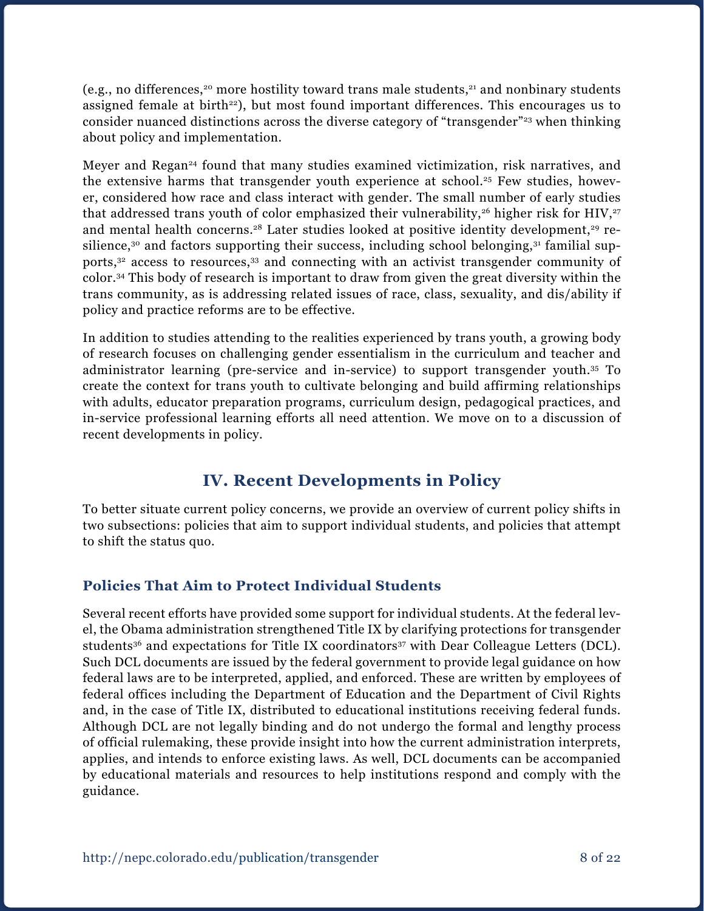(e.g., no differences,[20] more hostility toward trans male students,[21] and nonbinary students assigned female at birth[22]), but most found important differences. This encourages us to consider nuanced distinctions across the diverse category of "transgender"[23] when thinking about policy and implementation.

Meyer and Regan[24] found that many studies examined victimization, risk narratives, and the extensive harms that transgender youth experience at school.[25] Few studies, however, considered how race and class interact with gender. The small number of early studies that addressed trans youth of color emphasized their vulnerability,[26] higher risk for HIV,[27] and mental health concerns.[28] Later studies looked at positive identity development,[29] resilience,[30] and factors supporting their success, including school belonging,[31] familial supports,[32] access to resources,[33] and connecting with an activist transgender community of color.[34] This body of research is important to draw from given the great diversity within the trans community, as is addressing related issues of race, class, sexuality, and dis/ability if policy and practice reforms are to be effective.

In addition to studies attending to the realities experienced by trans youth, a growing body of research focuses on challenging gender essentialism in the curriculum and teacher and administrator learning (pre-service and in-service) to support transgender youth.[35] To create the context for trans youth to cultivate belonging and build affirming relationships with adults, educator preparation programs, curriculum design, pedagogical practices, and in-service professional learning efforts all need attention. We move on to a discussion of recent developments in policy.

## IV. Recent Developments in Policy

To better situate current policy concerns, we provide an overview of current policy shifts in two subsections: policies that aim to support individual students, and policies that attempt to shift the status quo.

### Policies That Aim to Protect Individual Students

Several recent efforts have provided some support for individual students. At the federal level, the Obama administration strengthened Title IX by clarifying protections for transgender students[36] and expectations for Title IX coordinators[37] with Dear Colleague Letters (DCL). Such DCL documents are issued by the federal government to provide legal guidance on how federal laws are to be interpreted, applied, and enforced. These are written by employees of federal offices including the Department of Education and the Department of Civil Rights and, in the case of Title IX, distributed to educational institutions receiving federal funds. Although DCL are not legally binding and do not undergo the formal and lengthy process of official rulemaking, these provide insight into how the current administration interprets, applies, and intends to enforce existing laws. As well, DCL documents can be accompanied by educational materials and resources to help institutions respond and comply with the guidance.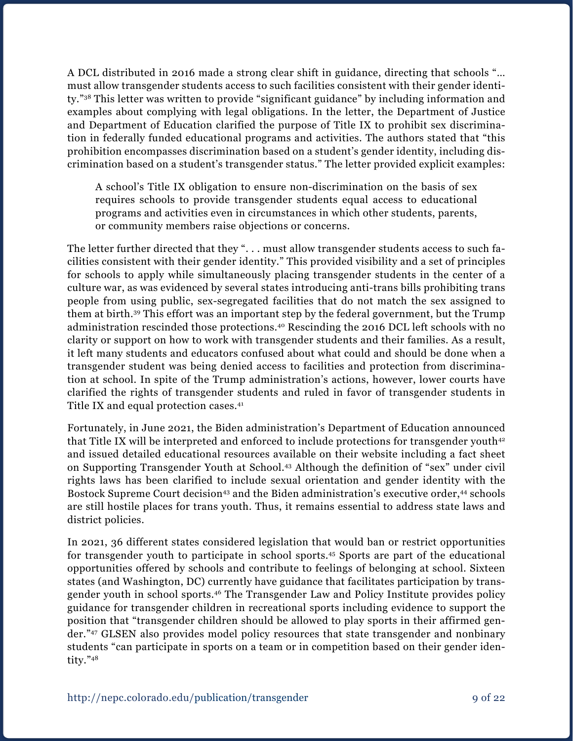A DCL distributed in 2016 made a strong clear shift in guidance, directing that schools "… must allow transgender students access to such facilities consistent with their gender identity."[38] This letter was written to provide "significant guidance" by including information and examples about complying with legal obligations. In the letter, the Department of Justice and Department of Education clarified the purpose of Title IX to prohibit sex discrimination in federally funded educational programs and activities. The authors stated that "this prohibition encompasses discrimination based on a student's gender identity, including discrimination based on a student's transgender status." The letter provided explicit examples:

> A school's Title IX obligation to ensure non-discrimination on the basis of sex requires schools to provide transgender students equal access to educational programs and activities even in circumstances in which other students, parents, or community members raise objections or concerns.

The letter further directed that they ". . . must allow transgender students access to such facilities consistent with their gender identity." This provided visibility and a set of principles for schools to apply while simultaneously placing transgender students in the center of a culture war, as was evidenced by several states introducing anti-trans bills prohibiting trans people from using public, sex-segregated facilities that do not match the sex assigned to them at birth.[39] This effort was an important step by the federal government, but the Trump administration rescinded those protections.[40] Rescinding the 2016 DCL left schools with no clarity or support on how to work with transgender students and their families. As a result, it left many students and educators confused about what could and should be done when a transgender student was being denied access to facilities and protection from discrimination at school. In spite of the Trump administration's actions, however, lower courts have clarified the rights of transgender students and ruled in favor of transgender students in Title IX and equal protection cases.[41]

Fortunately, in June 2021, the Biden administration's Department of Education announced that Title IX will be interpreted and enforced to include protections for transgender youth[42] and issued detailed educational resources available on their website including a fact sheet on Supporting Transgender Youth at School.[43] Although the definition of "sex" under civil rights laws has been clarified to include sexual orientation and gender identity with the Bostock Supreme Court decision[43] and the Biden administration's executive order,[44] schools are still hostile places for trans youth. Thus, it remains essential to address state laws and district policies.

In 2021, 36 different states considered legislation that would ban or restrict opportunities for transgender youth to participate in school sports.[45] Sports are part of the educational opportunities offered by schools and contribute to feelings of belonging at school. Sixteen states (and Washington, DC) currently have guidance that facilitates participation by transgender youth in school sports.[46] The Transgender Law and Policy Institute provides policy guidance for transgender children in recreational sports including evidence to support the position that "transgender children should be allowed to play sports in their affirmed gender."[47] GLSEN also provides model policy resources that state transgender and nonbinary students "can participate in sports on a team or in competition based on their gender identity."[48]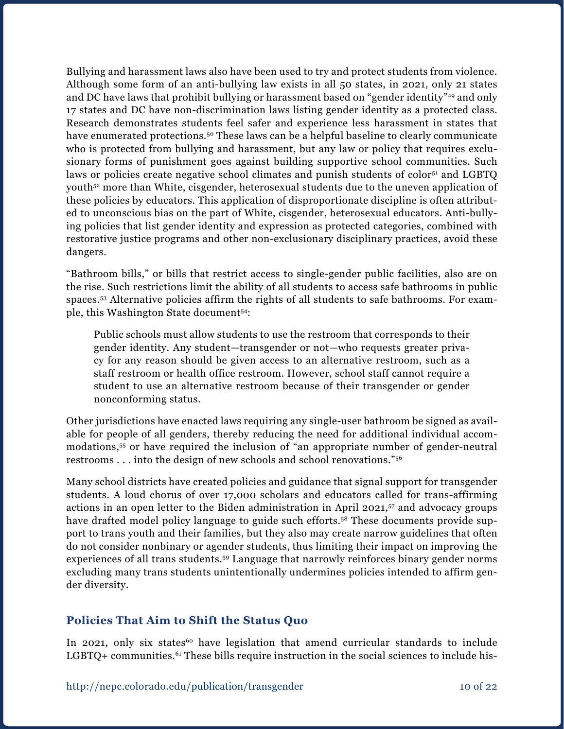Bullying and harassment laws also have been used to try and protect students from violence. Although some form of an anti-bullying law exists in all 50 states, in 2021, only 21 states and DC have laws that prohibit bullying or harassment based on "gender identity"[49] and only 17 states and DC have non-discrimination laws listing gender identity as a protected class. Research demonstrates students feel safer and experience less harassment in states that have enumerated protections.[50] These laws can be a helpful baseline to clearly communicate who is protected from bullying and harassment, but any law or policy that requires exclusionary forms of punishment goes against building supportive school communities. Such laws or policies create negative school climates and punish students of color[51] and LGBTQ youth[52] more than White, cisgender, heterosexual students due to the uneven application of these policies by educators. This application of disproportionate discipline is often attributed to unconscious bias on the part of White, cisgender, heterosexual educators. Anti-bullying policies that list gender identity and expression as protected categories, combined with restorative justice programs and other non-exclusionary disciplinary practices, avoid these dangers.

"Bathroom bills," or bills that restrict access to single-gender public facilities, also are on the rise. Such restrictions limit the ability of all students to access safe bathrooms in public spaces.[53] Alternative policies affirm the rights of all students to safe bathrooms. For example, this Washington State document[54]:

> Public schools must allow students to use the restroom that corresponds to their gender identity. Any student—transgender or not—who requests greater privacy for any reason should be given access to an alternative restroom, such as a staff restroom or health office restroom. However, school staff cannot require a student to use an alternative restroom because of their transgender or gender nonconforming status.

Other jurisdictions have enacted laws requiring any single-user bathroom be signed as available for people of all genders, thereby reducing the need for additional individual accommodations,[55] or have required the inclusion of "an appropriate number of gender-neutral restrooms . . . into the design of new schools and school renovations."[56]

Many school districts have created policies and guidance that signal support for transgender students. A loud chorus of over 17,000 scholars and educators called for trans-affirming actions in an open letter to the Biden administration in April 2021,[57] and advocacy groups have drafted model policy language to guide such efforts.[58] These documents provide support to trans youth and their families, but they also may create narrow guidelines that often do not consider nonbinary or agender students, thus limiting their impact on improving the experiences of all trans students.[59] Language that narrowly reinforces binary gender norms excluding many trans students unintentionally undermines policies intended to affirm gender diversity.

## Policies That Aim to Shift the Status Quo

In 2021, only six states[60] have legislation that amend curricular standards to include LGBTQ+ communities.[61] These bills require instruction in the social sciences to include his-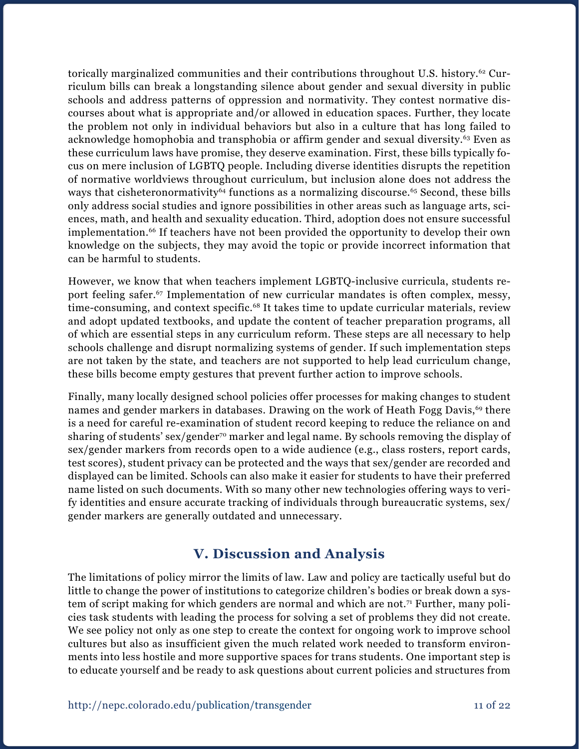torically marginalized communities and their contributions throughout U.S. history.[62] Curriculum bills can break a longstanding silence about gender and sexual diversity in public schools and address patterns of oppression and normativity. They contest normative discourses about what is appropriate and/or allowed in education spaces. Further, they locate the problem not only in individual behaviors but also in a culture that has long failed to acknowledge homophobia and transphobia or affirm gender and sexual diversity.[63] Even as these curriculum laws have promise, they deserve examination. First, these bills typically focus on mere inclusion of LGBTQ people. Including diverse identities disrupts the repetition of normative worldviews throughout curriculum, but inclusion alone does not address the ways that cisheteronormativity[64] functions as a normalizing discourse.[65] Second, these bills only address social studies and ignore possibilities in other areas such as language arts, sciences, math, and health and sexuality education. Third, adoption does not ensure successful implementation.[66] If teachers have not been provided the opportunity to develop their own knowledge on the subjects, they may avoid the topic or provide incorrect information that can be harmful to students.

However, we know that when teachers implement LGBTQ-inclusive curricula, students report feeling safer.[67] Implementation of new curricular mandates is often complex, messy, time-consuming, and context specific.[68] It takes time to update curricular materials, review and adopt updated textbooks, and update the content of teacher preparation programs, all of which are essential steps in any curriculum reform. These steps are all necessary to help schools challenge and disrupt normalizing systems of gender. If such implementation steps are not taken by the state, and teachers are not supported to help lead curriculum change, these bills become empty gestures that prevent further action to improve schools.

Finally, many locally designed school policies offer processes for making changes to student names and gender markers in databases. Drawing on the work of Heath Fogg Davis,[69] there is a need for careful re-examination of student record keeping to reduce the reliance on and sharing of students' sex/gender[70] marker and legal name. By schools removing the display of sex/gender markers from records open to a wide audience (e.g., class rosters, report cards, test scores), student privacy can be protected and the ways that sex/gender are recorded and displayed can be limited. Schools can also make it easier for students to have their preferred name listed on such documents. With so many other new technologies offering ways to verify identities and ensure accurate tracking of individuals through bureaucratic systems, sex/gender markers are generally outdated and unnecessary.

## V. Discussion and Analysis

The limitations of policy mirror the limits of law. Law and policy are tactically useful but do little to change the power of institutions to categorize children's bodies or break down a system of script making for which genders are normal and which are not.[71] Further, many policies task students with leading the process for solving a set of problems they did not create. We see policy not only as one step to create the context for ongoing work to improve school cultures but also as insufficient given the much related work needed to transform environments into less hostile and more supportive spaces for trans students. One important step is to educate yourself and be ready to ask questions about current policies and structures from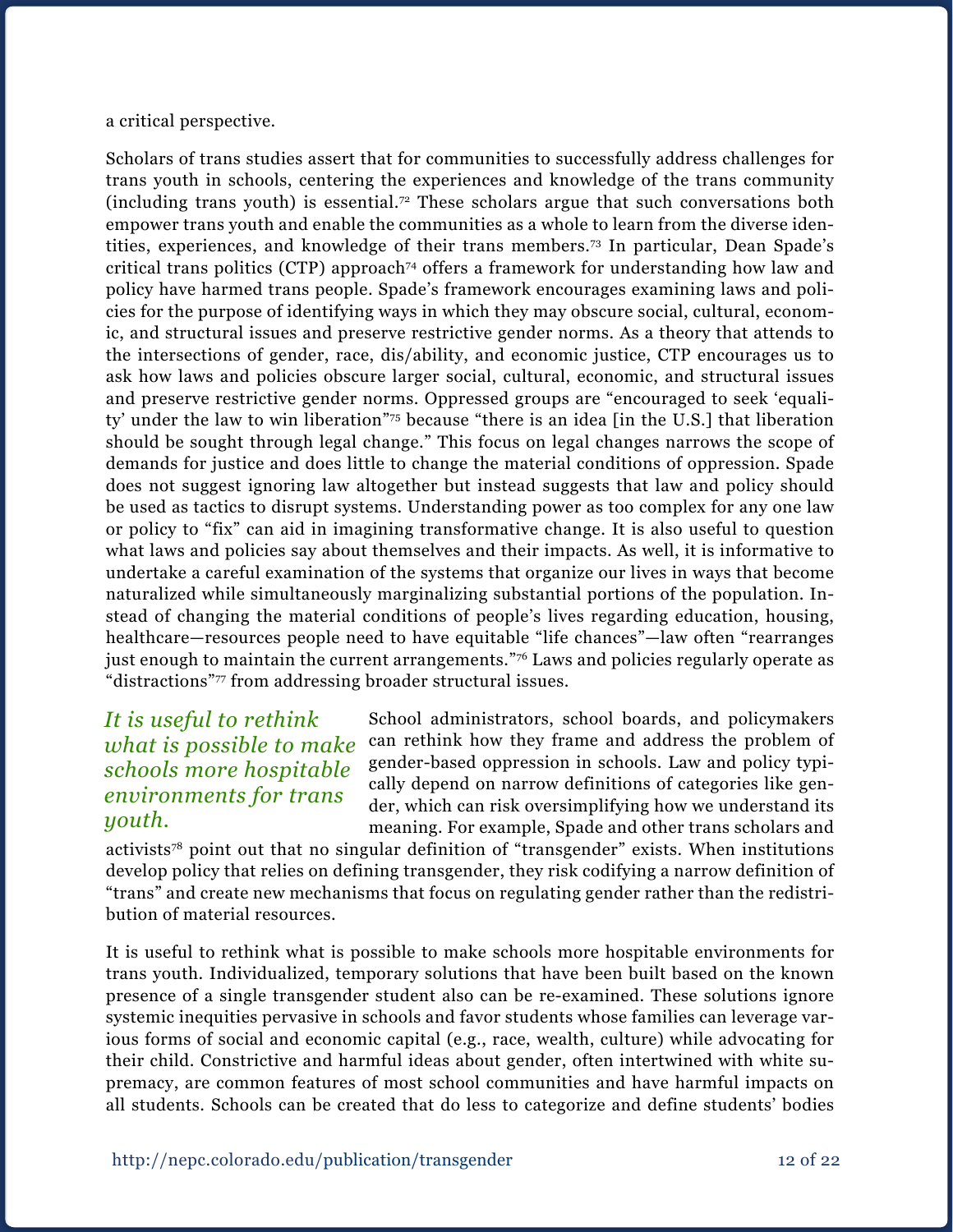a critical perspective.

Scholars of trans studies assert that for communities to successfully address challenges for trans youth in schools, centering the experiences and knowledge of the trans community (including trans youth) is essential.[72] These scholars argue that such conversations both empower trans youth and enable the communities as a whole to learn from the diverse identities, experiences, and knowledge of their trans members.[73] In particular, Dean Spade's critical trans politics (CTP) approach[74] offers a framework for understanding how law and policy have harmed trans people. Spade's framework encourages examining laws and policies for the purpose of identifying ways in which they may obscure social, cultural, economic, and structural issues and preserve restrictive gender norms. As a theory that attends to the intersections of gender, race, dis/ability, and economic justice, CTP encourages us to ask how laws and policies obscure larger social, cultural, economic, and structural issues and preserve restrictive gender norms. Oppressed groups are "encouraged to seek 'equality' under the law to win liberation"[75] because "there is an idea [in the U.S.] that liberation should be sought through legal change." This focus on legal changes narrows the scope of demands for justice and does little to change the material conditions of oppression. Spade does not suggest ignoring law altogether but instead suggests that law and policy should be used as tactics to disrupt systems. Understanding power as too complex for any one law or policy to "fix" can aid in imagining transformative change. It is also useful to question what laws and policies say about themselves and their impacts. As well, it is informative to undertake a careful examination of the systems that organize our lives in ways that become naturalized while simultaneously marginalizing substantial portions of the population. Instead of changing the material conditions of people's lives regarding education, housing, healthcare—resources people need to have equitable "life chances"—law often "rearranges just enough to maintain the current arrangements."[76] Laws and policies regularly operate as "distractions"[77] from addressing broader structural issues.

*It is useful to rethink what is possible to make schools more hospitable environments for trans youth.*

School administrators, school boards, and policymakers can rethink how they frame and address the problem of gender-based oppression in schools. Law and policy typically depend on narrow definitions of categories like gender, which can risk oversimplifying how we understand its meaning. For example, Spade and other trans scholars and activists[78] point out that no singular definition of "transgender" exists. When institutions develop policy that relies on defining transgender, they risk codifying a narrow definition of "trans" and create new mechanisms that focus on regulating gender rather than the redistribution of material resources.

It is useful to rethink what is possible to make schools more hospitable environments for trans youth. Individualized, temporary solutions that have been built based on the known presence of a single transgender student also can be re-examined. These solutions ignore systemic inequities pervasive in schools and favor students whose families can leverage various forms of social and economic capital (e.g., race, wealth, culture) while advocating for their child. Constrictive and harmful ideas about gender, often intertwined with white supremacy, are common features of most school communities and have harmful impacts on all students. Schools can be created that do less to categorize and define students' bodies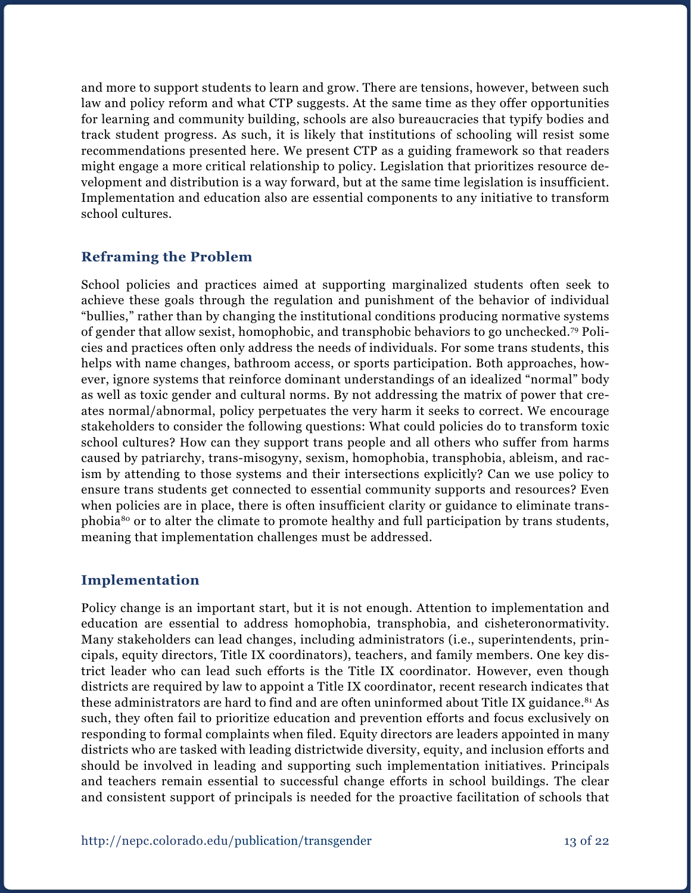and more to support students to learn and grow. There are tensions, however, between such law and policy reform and what CTP suggests. At the same time as they offer opportunities for learning and community building, schools are also bureaucracies that typify bodies and track student progress. As such, it is likely that institutions of schooling will resist some recommendations presented here. We present CTP as a guiding framework so that readers might engage a more critical relationship to policy. Legislation that prioritizes resource development and distribution is a way forward, but at the same time legislation is insufficient. Implementation and education also are essential components to any initiative to transform school cultures.

## Reframing the Problem

School policies and practices aimed at supporting marginalized students often seek to achieve these goals through the regulation and punishment of the behavior of individual "bullies," rather than by changing the institutional conditions producing normative systems of gender that allow sexist, homophobic, and transphobic behaviors to go unchecked.[79] Policies and practices often only address the needs of individuals. For some trans students, this helps with name changes, bathroom access, or sports participation. Both approaches, however, ignore systems that reinforce dominant understandings of an idealized "normal" body as well as toxic gender and cultural norms. By not addressing the matrix of power that creates normal/abnormal, policy perpetuates the very harm it seeks to correct. We encourage stakeholders to consider the following questions: What could policies do to transform toxic school cultures? How can they support trans people and all others who suffer from harms caused by patriarchy, trans-misogyny, sexism, homophobia, transphobia, ableism, and racism by attending to those systems and their intersections explicitly? Can we use policy to ensure trans students get connected to essential community supports and resources? Even when policies are in place, there is often insufficient clarity or guidance to eliminate transphobia[80] or to alter the climate to promote healthy and full participation by trans students, meaning that implementation challenges must be addressed.

## Implementation

Policy change is an important start, but it is not enough. Attention to implementation and education are essential to address homophobia, transphobia, and cisheteronormativity. Many stakeholders can lead changes, including administrators (i.e., superintendents, principals, equity directors, Title IX coordinators), teachers, and family members. One key district leader who can lead such efforts is the Title IX coordinator. However, even though districts are required by law to appoint a Title IX coordinator, recent research indicates that these administrators are hard to find and are often uninformed about Title IX guidance.[81] As such, they often fail to prioritize education and prevention efforts and focus exclusively on responding to formal complaints when filed. Equity directors are leaders appointed in many districts who are tasked with leading districtwide diversity, equity, and inclusion efforts and should be involved in leading and supporting such implementation initiatives. Principals and teachers remain essential to successful change efforts in school buildings. The clear and consistent support of principals is needed for the proactive facilitation of schools that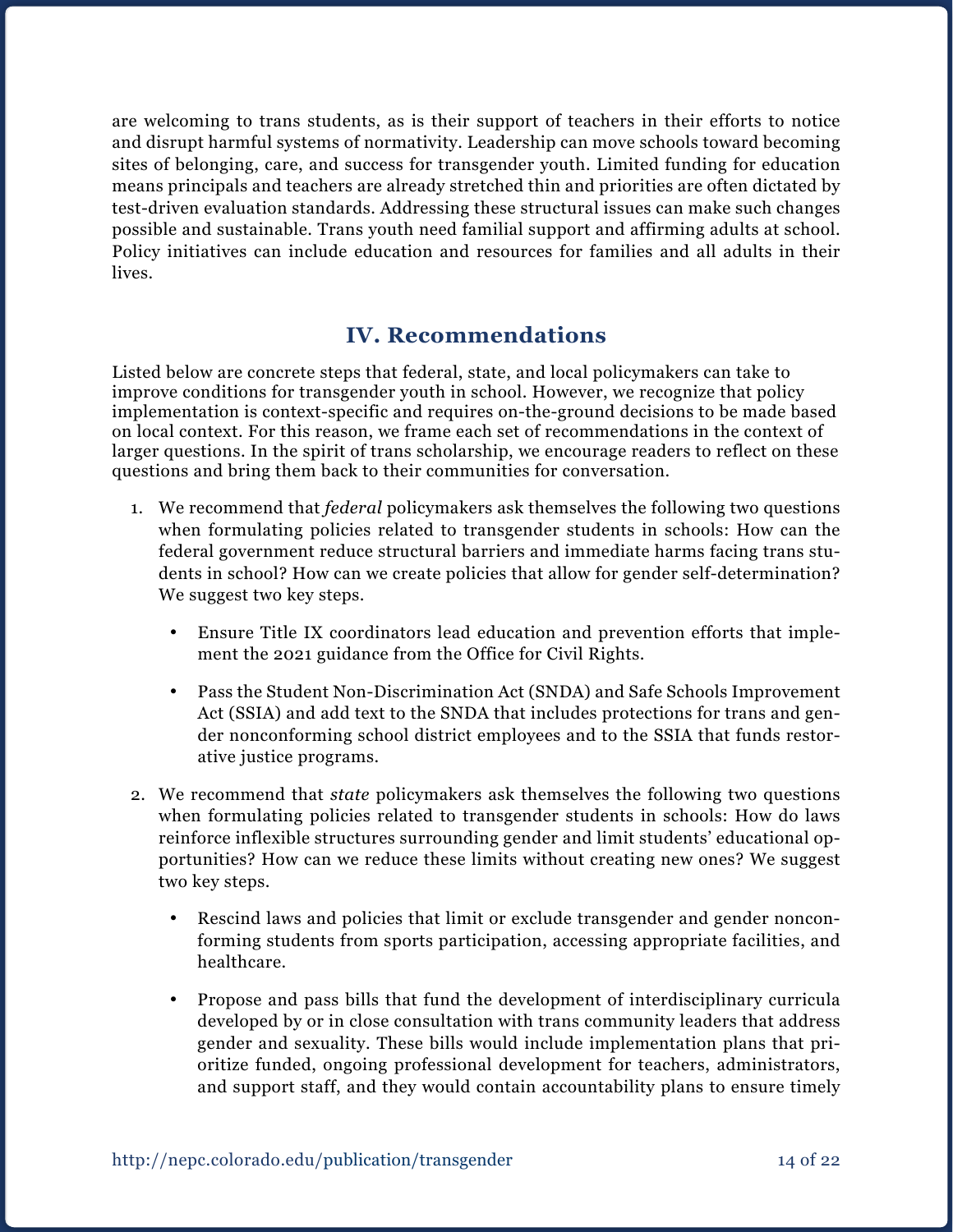are welcoming to trans students, as is their support of teachers in their efforts to notice and disrupt harmful systems of normativity. Leadership can move schools toward becoming sites of belonging, care, and success for transgender youth. Limited funding for education means principals and teachers are already stretched thin and priorities are often dictated by test-driven evaluation standards. Addressing these structural issues can make such changes possible and sustainable. Trans youth need familial support and affirming adults at school. Policy initiatives can include education and resources for families and all adults in their lives.

## IV. Recommendations

Listed below are concrete steps that federal, state, and local policymakers can take to improve conditions for transgender youth in school. However, we recognize that policy implementation is context-specific and requires on-the-ground decisions to be made based on local context. For this reason, we frame each set of recommendations in the context of larger questions. In the spirit of trans scholarship, we encourage readers to reflect on these questions and bring them back to their communities for conversation.

1. We recommend that *federal* policymakers ask themselves the following two questions when formulating policies related to transgender students in schools: How can the federal government reduce structural barriers and immediate harms facing trans students in school? How can we create policies that allow for gender self-determination? We suggest two key steps.

   - Ensure Title IX coordinators lead education and prevention efforts that implement the 2021 guidance from the Office for Civil Rights.
   - Pass the Student Non-Discrimination Act (SNDA) and Safe Schools Improvement Act (SSIA) and add text to the SNDA that includes protections for trans and gender nonconforming school district employees and to the SSIA that funds restorative justice programs.

2. We recommend that *state* policymakers ask themselves the following two questions when formulating policies related to transgender students in schools: How do laws reinforce inflexible structures surrounding gender and limit students' educational opportunities? How can we reduce these limits without creating new ones? We suggest two key steps.

   - Rescind laws and policies that limit or exclude transgender and gender nonconforming students from sports participation, accessing appropriate facilities, and healthcare.
   - Propose and pass bills that fund the development of interdisciplinary curricula developed by or in close consultation with trans community leaders that address gender and sexuality. These bills would include implementation plans that prioritize funded, ongoing professional development for teachers, administrators, and support staff, and they would contain accountability plans to ensure timely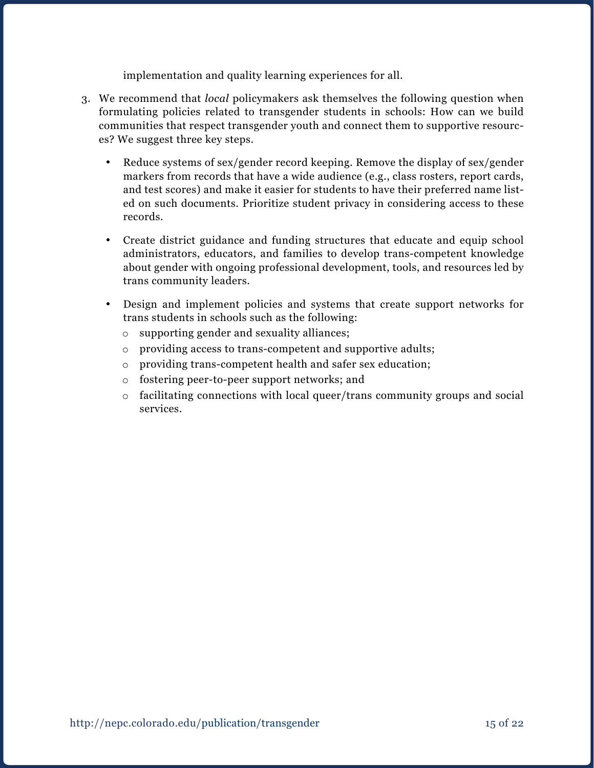implementation and quality learning experiences for all.

3. We recommend that *local* policymakers ask themselves the following question when formulating policies related to transgender students in schools: How can we build communities that respect transgender youth and connect them to supportive resources? We suggest three key steps.

   - Reduce systems of sex/gender record keeping. Remove the display of sex/gender markers from records that have a wide audience (e.g., class rosters, report cards, and test scores) and make it easier for students to have their preferred name listed on such documents. Prioritize student privacy in considering access to these records.

   - Create district guidance and funding structures that educate and equip school administrators, educators, and families to develop trans-competent knowledge about gender with ongoing professional development, tools, and resources led by trans community leaders.

   - Design and implement policies and systems that create support networks for trans students in schools such as the following:
     - supporting gender and sexuality alliances;
     - providing access to trans-competent and supportive adults;
     - providing trans-competent health and safer sex education;
     - fostering peer-to-peer support networks; and
     - facilitating connections with local queer/trans community groups and social services.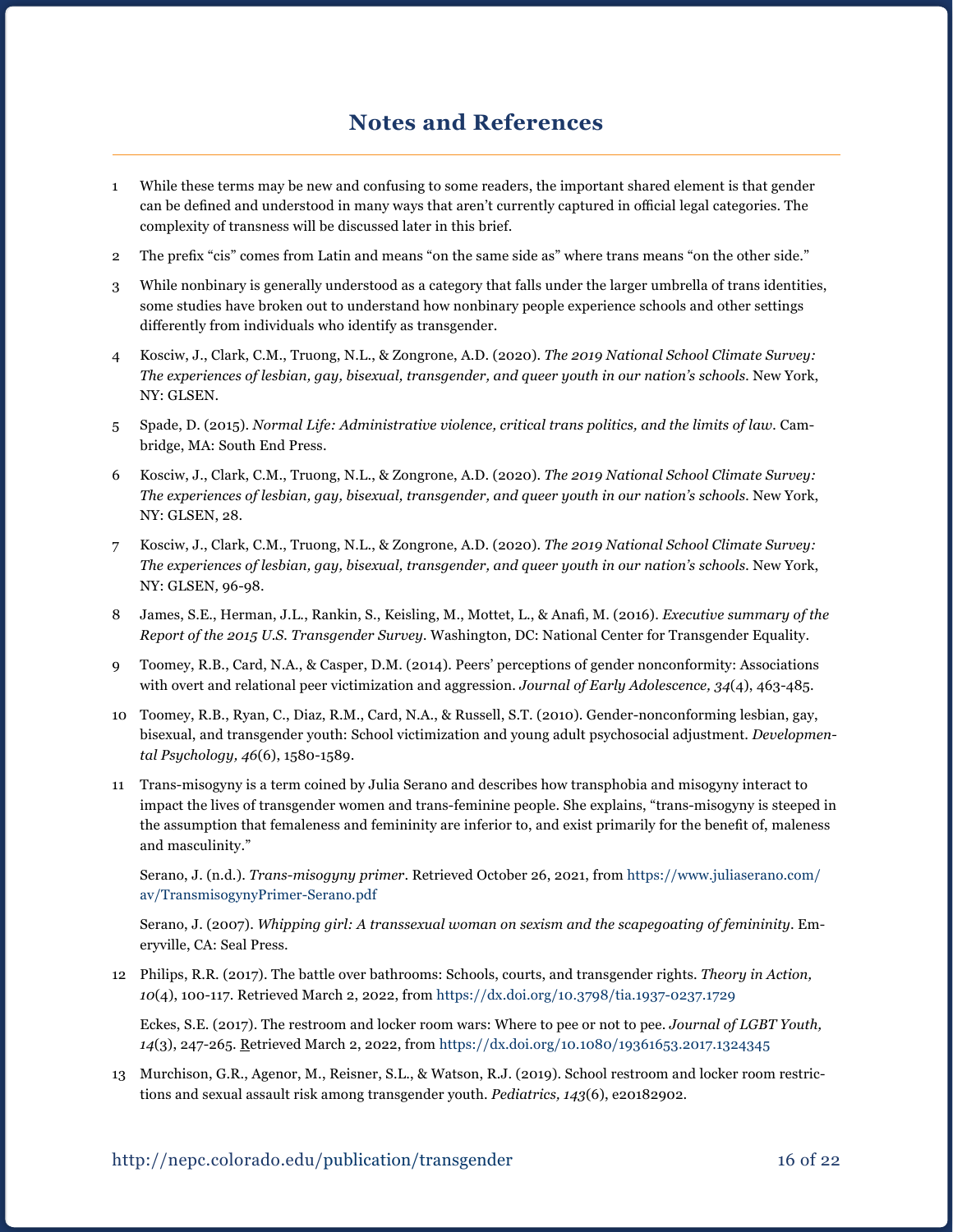# Notes and References

1. While these terms may be new and confusing to some readers, the important shared element is that gender can be defined and understood in many ways that aren't currently captured in official legal categories. The complexity of transness will be discussed later in this brief.

2. The prefix "cis" comes from Latin and means "on the same side as" where trans means "on the other side."

3. While nonbinary is generally understood as a category that falls under the larger umbrella of trans identities, some studies have broken out to understand how nonbinary people experience schools and other settings differently from individuals who identify as transgender.

4. Kosciw, J., Clark, C.M., Truong, N.L., & Zongrone, A.D. (2020). *The 2019 National School Climate Survey: The experiences of lesbian, gay, bisexual, transgender, and queer youth in our nation's schools.* New York, NY: GLSEN.

5. Spade, D. (2015). *Normal Life: Administrative violence, critical trans politics, and the limits of law.* Cambridge, MA: South End Press.

6. Kosciw, J., Clark, C.M., Truong, N.L., & Zongrone, A.D. (2020). *The 2019 National School Climate Survey: The experiences of lesbian, gay, bisexual, transgender, and queer youth in our nation's schools.* New York, NY: GLSEN, 28.

7. Kosciw, J., Clark, C.M., Truong, N.L., & Zongrone, A.D. (2020). *The 2019 National School Climate Survey: The experiences of lesbian, gay, bisexual, transgender, and queer youth in our nation's schools.* New York, NY: GLSEN, 96-98.

8. James, S.E., Herman, J.L., Rankin, S., Keisling, M., Mottet, L., & Anafi, M. (2016). *Executive summary of the Report of the 2015 U.S. Transgender Survey.* Washington, DC: National Center for Transgender Equality.

9. Toomey, R.B., Card, N.A., & Casper, D.M. (2014). Peers' perceptions of gender nonconformity: Associations with overt and relational peer victimization and aggression. *Journal of Early Adolescence, 34*(4), 463-485.

10. Toomey, R.B., Ryan, C., Diaz, R.M., Card, N.A., & Russell, S.T. (2010). Gender-nonconforming lesbian, gay, bisexual, and transgender youth: School victimization and young adult psychosocial adjustment. *Developmental Psychology, 46*(6), 1580-1589.

11. Trans-misogyny is a term coined by Julia Serano and describes how transphobia and misogyny interact to impact the lives of transgender women and trans-feminine people. She explains, "trans-misogyny is steeped in the assumption that femaleness and femininity are inferior to, and exist primarily for the benefit of, maleness and masculinity."

    Serano, J. (n.d.). *Trans-misogyny primer*. Retrieved October 26, 2021, from https://www.juliaserano.com/av/TransmisogynyPrimer-Serano.pdf

    Serano, J. (2007). *Whipping girl: A transsexual woman on sexism and the scapegoating of femininity*. Emeryville, CA: Seal Press.

12. Philips, R.R. (2017). The battle over bathrooms: Schools, courts, and transgender rights. *Theory in Action, 10*(4), 100-117. Retrieved March 2, 2022, from https://dx.doi.org/10.3798/tia.1937-0237.1729

    Eckes, S.E. (2017). The restroom and locker room wars: Where to pee or not to pee. *Journal of LGBT Youth, 14*(3), 247-265. Retrieved March 2, 2022, from https://dx.doi.org/10.1080/19361653.2017.1324345

13. Murchison, G.R., Agenor, M., Reisner, S.L., & Watson, R.J. (2019). School restroom and locker room restrictions and sexual assault risk among transgender youth. *Pediatrics, 143*(6), e20182902.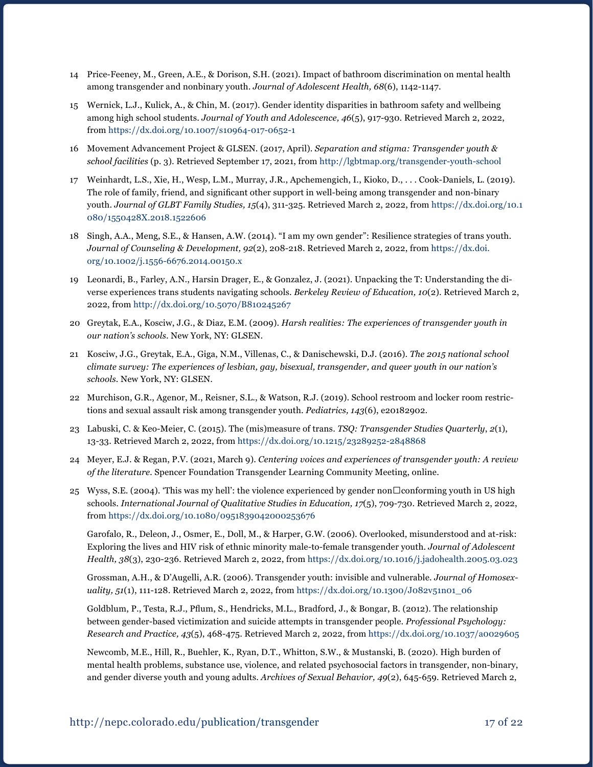14 Price-Feeney, M., Green, A.E., & Dorison, S.H. (2021). Impact of bathroom discrimination on mental health among transgender and nonbinary youth. *Journal of Adolescent Health, 68*(6), 1142-1147.

15 Wernick, L.J., Kulick, A., & Chin, M. (2017). Gender identity disparities in bathroom safety and wellbeing among high school students. *Journal of Youth and Adolescence, 46*(5), 917-930. Retrieved March 2, 2022, from https://dx.doi.org/10.1007/s10964-017-0652-1

16 Movement Advancement Project & GLSEN. (2017, April). *Separation and stigma: Transgender youth & school facilities* (p. 3). Retrieved September 17, 2021, from http://lgbtmap.org/transgender-youth-school

17 Weinhardt, L.S., Xie, H., Wesp, L.M., Murray, J.R., Apchemengich, I., Kioko, D., . . . Cook-Daniels, L. (2019). The role of family, friend, and significant other support in well-being among transgender and non-binary youth. *Journal of GLBT Family Studies, 15*(4), 311-325. Retrieved March 2, 2022, from https://dx.doi.org/10.1080/1550428X.2018.1522606

18 Singh, A.A., Meng, S.E., & Hansen, A.W. (2014). "I am my own gender": Resilience strategies of trans youth. *Journal of Counseling & Development, 92*(2), 208-218. Retrieved March 2, 2022, from https://dx.doi.org/10.1002/j.1556-6676.2014.00150.x

19 Leonardi, B., Farley, A.N., Harsin Drager, E., & Gonzalez, J. (2021). Unpacking the T: Understanding the diverse experiences trans students navigating schools. *Berkeley Review of Education, 10*(2). Retrieved March 2, 2022, from http://dx.doi.org/10.5070/B810245267

20 Greytak, E.A., Kosciw, J.G., & Diaz, E.M. (2009). *Harsh realities: The experiences of transgender youth in our nation's schools*. New York, NY: GLSEN.

21 Kosciw, J.G., Greytak, E.A., Giga, N.M., Villenas, C., & Danischewski, D.J. (2016). *The 2015 national school climate survey: The experiences of lesbian, gay, bisexual, transgender, and queer youth in our nation's schools*. New York, NY: GLSEN.

22 Murchison, G.R., Agenor, M., Reisner, S.L., & Watson, R.J. (2019). School restroom and locker room restrictions and sexual assault risk among transgender youth. *Pediatrics, 143*(6), e20182902.

23 Labuski, C. & Keo-Meier, C. (2015). The (mis)measure of trans. *TSQ: Transgender Studies Quarterly*, *2*(1), 13-33. Retrieved March 2, 2022, from https://dx.doi.org/10.1215/23289252-2848868

24 Meyer, E.J. & Regan, P.V. (2021, March 9). *Centering voices and experiences of transgender youth: A review of the literature*. Spencer Foundation Transgender Learning Community Meeting, online.

25 Wyss, S.E. (2004). 'This was my hell': the violence experienced by gender non□conforming youth in US high schools. *International Journal of Qualitative Studies in Education, 17*(5), 709-730. Retrieved March 2, 2022, from https://dx.doi.org/10.1080/0951839042000253676

Garofalo, R., Deleon, J., Osmer, E., Doll, M., & Harper, G.W. (2006). Overlooked, misunderstood and at-risk: Exploring the lives and HIV risk of ethnic minority male-to-female transgender youth. *Journal of Adolescent Health, 38*(3), 230-236. Retrieved March 2, 2022, from https://dx.doi.org/10.1016/j.jadohealth.2005.03.023

Grossman, A.H., & D'Augelli, A.R. (2006). Transgender youth: invisible and vulnerable. *Journal of Homosexuality, 51*(1), 111-128. Retrieved March 2, 2022, from https://dx.doi.org/10.1300/J082v51n01_06

Goldblum, P., Testa, R.J., Pflum, S., Hendricks, M.L., Bradford, J., & Bongar, B. (2012). The relationship between gender-based victimization and suicide attempts in transgender people. *Professional Psychology: Research and Practice, 43*(5), 468-475. Retrieved March 2, 2022, from https://dx.doi.org/10.1037/a0029605

Newcomb, M.E., Hill, R., Buehler, K., Ryan, D.T., Whitton, S.W., & Mustanski, B. (2020). High burden of mental health problems, substance use, violence, and related psychosocial factors in transgender, non-binary, and gender diverse youth and young adults. *Archives of Sexual Behavior, 49*(2), 645-659. Retrieved March 2,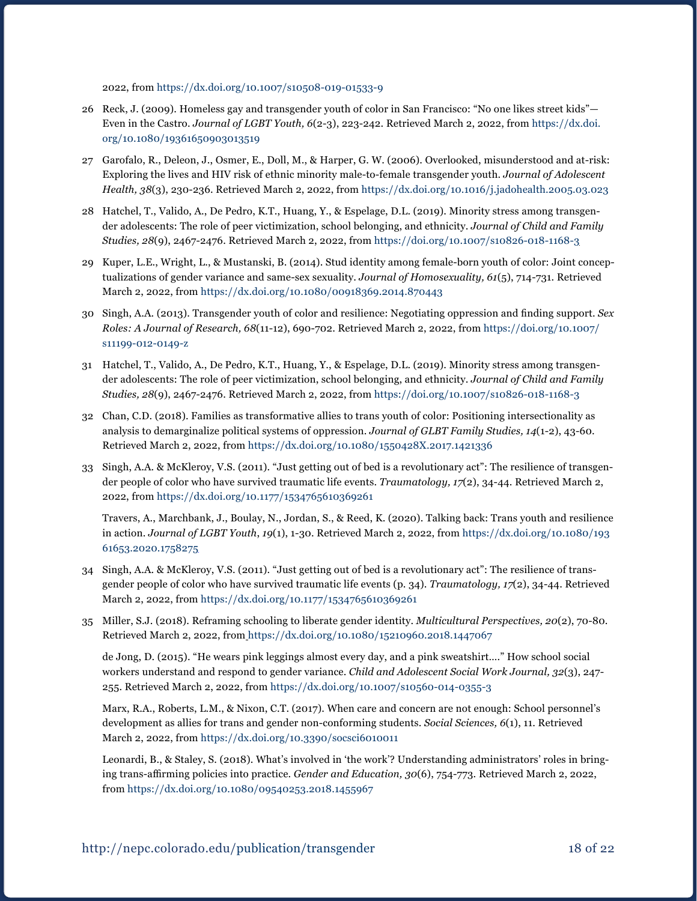2022, from https://dx.doi.org/10.1007/s10508-019-01533-9

26 Reck, J. (2009). Homeless gay and transgender youth of color in San Francisco: "No one likes street kids"—Even in the Castro. *Journal of LGBT Youth, 6*(2-3), 223-242. Retrieved March 2, 2022, from https://dx.doi.org/10.1080/19361650903013519

27 Garofalo, R., Deleon, J., Osmer, E., Doll, M., & Harper, G. W. (2006). Overlooked, misunderstood and at-risk: Exploring the lives and HIV risk of ethnic minority male-to-female transgender youth. *Journal of Adolescent Health, 38*(3), 230-236. Retrieved March 2, 2022, from https://dx.doi.org/10.1016/j.jadohealth.2005.03.023

28 Hatchel, T., Valido, A., De Pedro, K.T., Huang, Y., & Espelage, D.L. (2019). Minority stress among transgender adolescents: The role of peer victimization, school belonging, and ethnicity. *Journal of Child and Family Studies, 28*(9), 2467-2476. Retrieved March 2, 2022, from https://doi.org/10.1007/s10826-018-1168-3

29 Kuper, L.E., Wright, L., & Mustanski, B. (2014). Stud identity among female-born youth of color: Joint conceptualizations of gender variance and same-sex sexuality. *Journal of Homosexuality, 61*(5), 714-731. Retrieved March 2, 2022, from https://dx.doi.org/10.1080/00918369.2014.870443

30 Singh, A.A. (2013). Transgender youth of color and resilience: Negotiating oppression and finding support. *Sex Roles: A Journal of Research, 68*(11-12), 690-702. Retrieved March 2, 2022, from https://doi.org/10.1007/s11199-012-0149-z

31 Hatchel, T., Valido, A., De Pedro, K.T., Huang, Y., & Espelage, D.L. (2019). Minority stress among transgender adolescents: The role of peer victimization, school belonging, and ethnicity. *Journal of Child and Family Studies, 28*(9), 2467-2476. Retrieved March 2, 2022, from https://doi.org/10.1007/s10826-018-1168-3

32 Chan, C.D. (2018). Families as transformative allies to trans youth of color: Positioning intersectionality as analysis to demarginalize political systems of oppression. *Journal of GLBT Family Studies, 14*(1-2), 43-60. Retrieved March 2, 2022, from https://dx.doi.org/10.1080/1550428X.2017.1421336

33 Singh, A.A. & McKleroy, V.S. (2011). "Just getting out of bed is a revolutionary act": The resilience of transgender people of color who have survived traumatic life events. *Traumatology, 17*(2), 34-44. Retrieved March 2, 2022, from https://dx.doi.org/10.1177/1534765610369261

Travers, A., Marchbank, J., Boulay, N., Jordan, S., & Reed, K. (2020). Talking back: Trans youth and resilience in action. *Journal of LGBT Youth*, *19*(1), 1-30. Retrieved March 2, 2022, from https://dx.doi.org/10.1080/19361653.2020.1758275

34 Singh, A.A. & McKleroy, V.S. (2011). "Just getting out of bed is a revolutionary act": The resilience of transgender people of color who have survived traumatic life events (p. 34). *Traumatology, 17*(2), 34-44. Retrieved March 2, 2022, from https://dx.doi.org/10.1177/1534765610369261

35 Miller, S.J. (2018). Reframing schooling to liberate gender identity. *Multicultural Perspectives, 20*(2), 70-80. Retrieved March 2, 2022, from https://dx.doi.org/10.1080/15210960.2018.1447067

de Jong, D. (2015). "He wears pink leggings almost every day, and a pink sweatshirt…." How school social workers understand and respond to gender variance. *Child and Adolescent Social Work Journal, 32*(3), 247-255. Retrieved March 2, 2022, from https://dx.doi.org/10.1007/s10560-014-0355-3

Marx, R.A., Roberts, L.M., & Nixon, C.T. (2017). When care and concern are not enough: School personnel's development as allies for trans and gender non-conforming students. *Social Sciences, 6*(1), 11. Retrieved March 2, 2022, from https://dx.doi.org/10.3390/socsci6010011

Leonardi, B., & Staley, S. (2018). What's involved in 'the work'? Understanding administrators' roles in bringing trans-affirming policies into practice. *Gender and Education, 30*(6), 754-773. Retrieved March 2, 2022, from https://dx.doi.org/10.1080/09540253.2018.1455967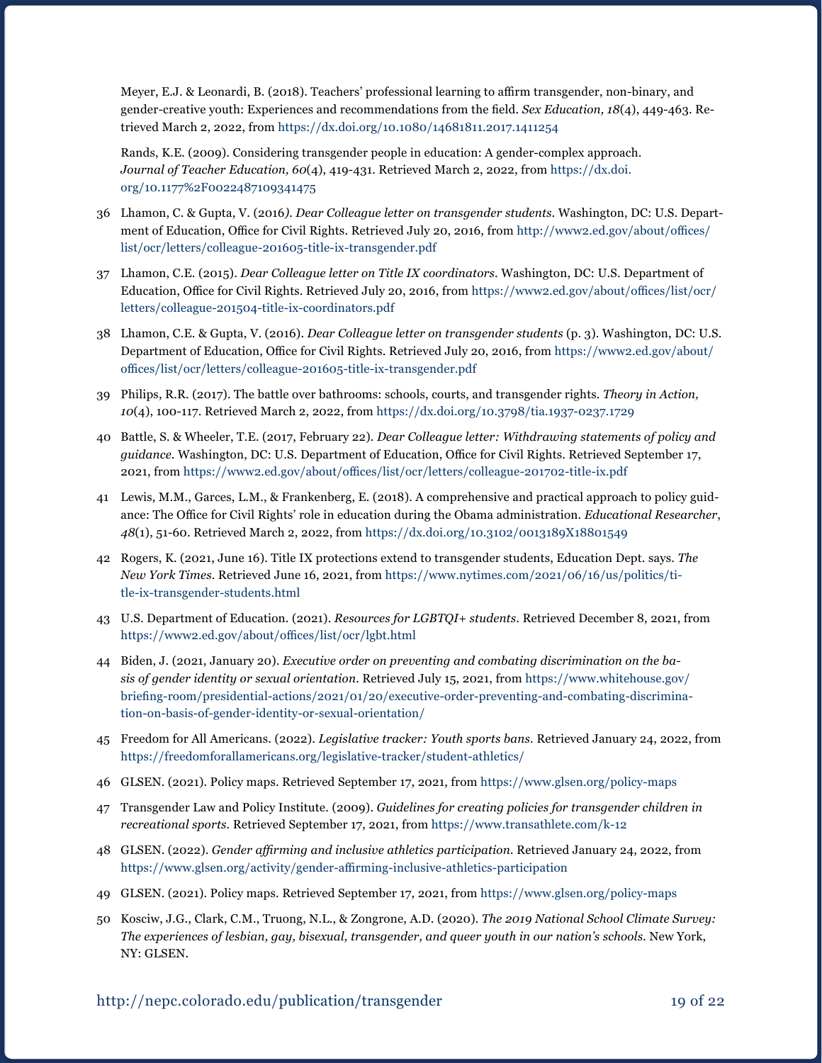Meyer, E.J. & Leonardi, B. (2018). Teachers' professional learning to affirm transgender, non-binary, and gender-creative youth: Experiences and recommendations from the field. *Sex Education, 18*(4), 449-463. Retrieved March 2, 2022, from https://dx.doi.org/10.1080/14681811.2017.1411254

Rands, K.E. (2009). Considering transgender people in education: A gender-complex approach. *Journal of Teacher Education, 60*(4), 419-431. Retrieved March 2, 2022, from https://dx.doi.org/10.1177%2F0022487109341475

36 Lhamon, C. & Gupta, V. (2016*). Dear Colleague letter on transgender students*. Washington, DC: U.S. Department of Education, Office for Civil Rights. Retrieved July 20, 2016, from http://www2.ed.gov/about/offices/list/ocr/letters/colleague-201605-title-ix-transgender.pdf

37 Lhamon, C.E. (2015). *Dear Colleague letter on Title IX coordinators*. Washington, DC: U.S. Department of Education, Office for Civil Rights. Retrieved July 20, 2016, from https://www2.ed.gov/about/offices/list/ocr/letters/colleague-201504-title-ix-coordinators.pdf

38 Lhamon, C.E. & Gupta, V. (2016). *Dear Colleague letter on transgender students* (p. 3). Washington, DC: U.S. Department of Education, Office for Civil Rights. Retrieved July 20, 2016, from https://www2.ed.gov/about/offices/list/ocr/letters/colleague-201605-title-ix-transgender.pdf

39 Philips, R.R. (2017). The battle over bathrooms: schools, courts, and transgender rights. *Theory in Action, 10*(4), 100-117. Retrieved March 2, 2022, from https://dx.doi.org/10.3798/tia.1937-0237.1729

40 Battle, S. & Wheeler, T.E. (2017, February 22). *Dear Colleague letter: Withdrawing statements of policy and guidance*. Washington, DC: U.S. Department of Education, Office for Civil Rights. Retrieved September 17, 2021, from https://www2.ed.gov/about/offices/list/ocr/letters/colleague-201702-title-ix.pdf

41 Lewis, M.M., Garces, L.M., & Frankenberg, E. (2018). A comprehensive and practical approach to policy guidance: The Office for Civil Rights' role in education during the Obama administration. *Educational Researcher*, *48*(1), 51-60. Retrieved March 2, 2022, from https://dx.doi.org/10.3102/0013189X18801549

42 Rogers, K. (2021, June 16). Title IX protections extend to transgender students, Education Dept. says. *The New York Times*. Retrieved June 16, 2021, from https://www.nytimes.com/2021/06/16/us/politics/title-ix-transgender-students.html

43 U.S. Department of Education. (2021). *Resources for LGBTQI+ students*. Retrieved December 8, 2021, from https://www2.ed.gov/about/offices/list/ocr/lgbt.html

44 Biden, J. (2021, January 20). *Executive order on preventing and combating discrimination on the basis of gender identity or sexual orientation*. Retrieved July 15, 2021, from https://www.whitehouse.gov/briefing-room/presidential-actions/2021/01/20/executive-order-preventing-and-combating-discrimination-on-basis-of-gender-identity-or-sexual-orientation/

45 Freedom for All Americans. (2022). *Legislative tracker: Youth sports bans*. Retrieved January 24, 2022, from https://freedomforallamericans.org/legislative-tracker/student-athletics/

46 GLSEN. (2021). Policy maps. Retrieved September 17, 2021, from https://www.glsen.org/policy-maps

47 Transgender Law and Policy Institute. (2009). *Guidelines for creating policies for transgender children in recreational sports*. Retrieved September 17, 2021, from https://www.transathlete.com/k-12

48 GLSEN. (2022). *Gender affirming and inclusive athletics participation*. Retrieved January 24, 2022, from https://www.glsen.org/activity/gender-affirming-inclusive-athletics-participation

49 GLSEN. (2021). Policy maps. Retrieved September 17, 2021, from https://www.glsen.org/policy-maps

50 Kosciw, J.G., Clark, C.M., Truong, N.L., & Zongrone, A.D. (2020). *The 2019 National School Climate Survey: The experiences of lesbian, gay, bisexual, transgender, and queer youth in our nation's schools*. New York, NY: GLSEN.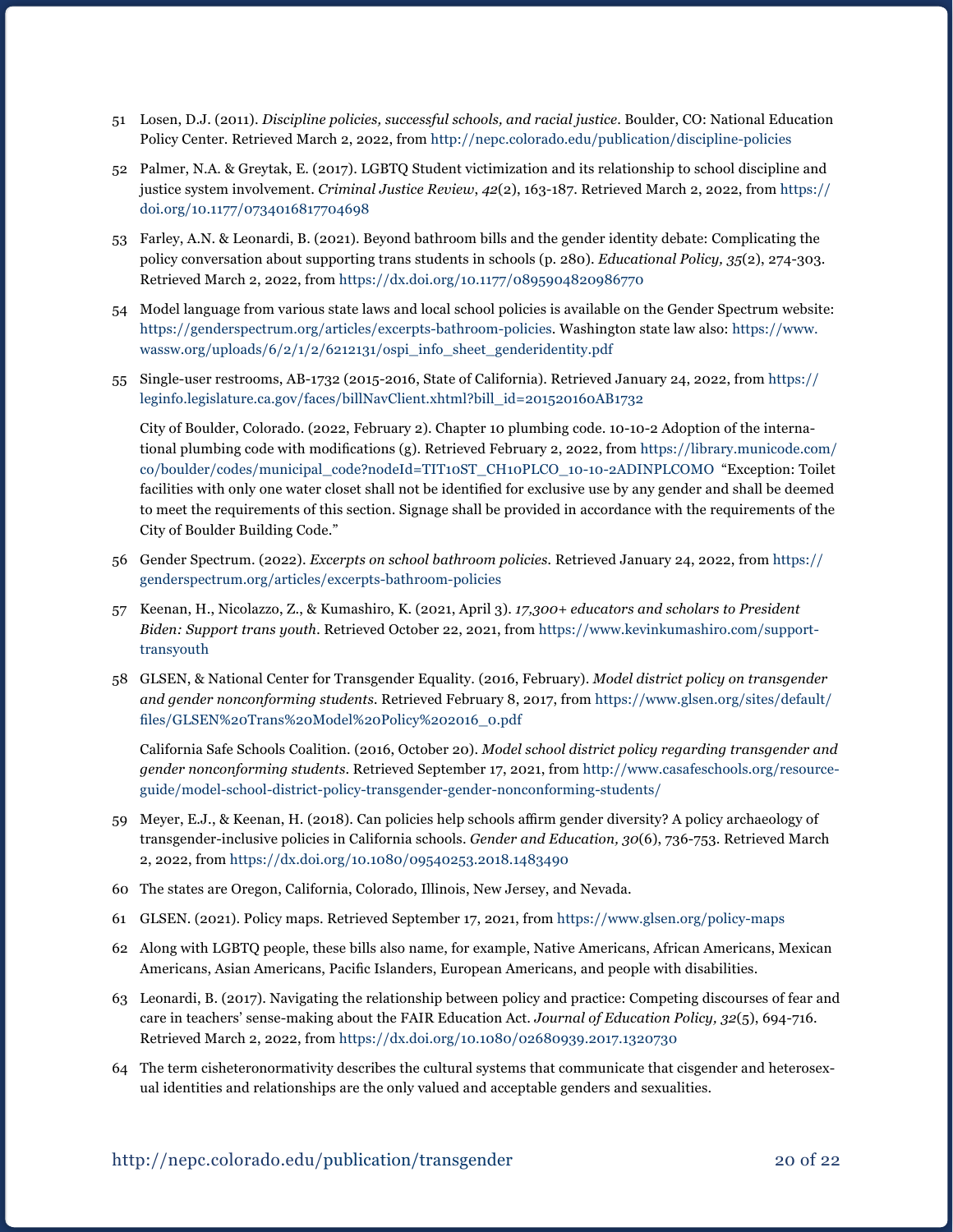51 Losen, D.J. (2011). *Discipline policies, successful schools, and racial justice*. Boulder, CO: National Education Policy Center. Retrieved March 2, 2022, from http://nepc.colorado.edu/publication/discipline-policies

52 Palmer, N.A. & Greytak, E. (2017). LGBTQ Student victimization and its relationship to school discipline and justice system involvement. *Criminal Justice Review*, *42*(2), 163-187. Retrieved March 2, 2022, from https://doi.org/10.1177/0734016817704698

53 Farley, A.N. & Leonardi, B. (2021). Beyond bathroom bills and the gender identity debate: Complicating the policy conversation about supporting trans students in schools (p. 280). *Educational Policy, 35*(2), 274-303. Retrieved March 2, 2022, from https://dx.doi.org/10.1177/0895904820986770

54 Model language from various state laws and local school policies is available on the Gender Spectrum website: https://genderspectrum.org/articles/excerpts-bathroom-policies. Washington state law also: https://www.wassw.org/uploads/6/2/1/2/6212131/ospi_info_sheet_genderidentity.pdf

55 Single-user restrooms, AB-1732 (2015-2016, State of California). Retrieved January 24, 2022, from https://leginfo.legislature.ca.gov/faces/billNavClient.xhtml?bill_id=201520160AB1732

City of Boulder, Colorado. (2022, February 2). Chapter 10 plumbing code. 10-10-2 Adoption of the international plumbing code with modifications (g). Retrieved February 2, 2022, from https://library.municode.com/co/boulder/codes/municipal_code?nodeId=TIT10ST_CH10PLCO_10-10-2ADINPLCOMO "Exception: Toilet facilities with only one water closet shall not be identified for exclusive use by any gender and shall be deemed to meet the requirements of this section. Signage shall be provided in accordance with the requirements of the City of Boulder Building Code."

56 Gender Spectrum. (2022). *Excerpts on school bathroom policies*. Retrieved January 24, 2022, from https://genderspectrum.org/articles/excerpts-bathroom-policies

57 Keenan, H., Nicolazzo, Z., & Kumashiro, K. (2021, April 3). *17,300+ educators and scholars to President Biden: Support trans youth*. Retrieved October 22, 2021, from https://www.kevinkumashiro.com/support-transyouth

58 GLSEN, & National Center for Transgender Equality. (2016, February). *Model district policy on transgender and gender nonconforming students*. Retrieved February 8, 2017, from https://www.glsen.org/sites/default/files/GLSEN%20Trans%20Model%20Policy%202016_0.pdf

California Safe Schools Coalition. (2016, October 20). *Model school district policy regarding transgender and gender nonconforming students*. Retrieved September 17, 2021, from http://www.casafeschools.org/resource-guide/model-school-district-policy-transgender-gender-nonconforming-students/

59 Meyer, E.J., & Keenan, H. (2018). Can policies help schools affirm gender diversity? A policy archaeology of transgender-inclusive policies in California schools. *Gender and Education, 30*(6), 736-753. Retrieved March 2, 2022, from https://dx.doi.org/10.1080/09540253.2018.1483490

60 The states are Oregon, California, Colorado, Illinois, New Jersey, and Nevada.

61 GLSEN. (2021). Policy maps. Retrieved September 17, 2021, from https://www.glsen.org/policy-maps

62 Along with LGBTQ people, these bills also name, for example, Native Americans, African Americans, Mexican Americans, Asian Americans, Pacific Islanders, European Americans, and people with disabilities.

63 Leonardi, B. (2017). Navigating the relationship between policy and practice: Competing discourses of fear and care in teachers' sense-making about the FAIR Education Act. *Journal of Education Policy, 32*(5), 694-716. Retrieved March 2, 2022, from https://dx.doi.org/10.1080/02680939.2017.1320730

64 The term cisheteronormativity describes the cultural systems that communicate that cisgender and heterosexual identities and relationships are the only valued and acceptable genders and sexualities.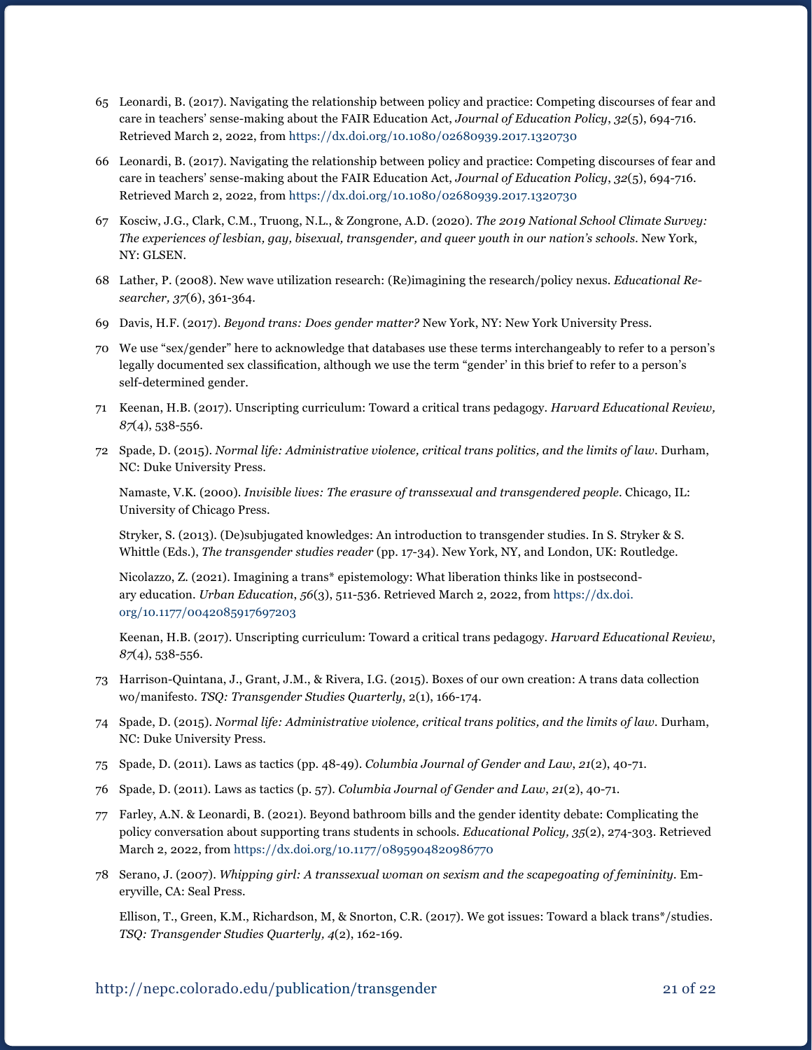65 Leonardi, B. (2017). Navigating the relationship between policy and practice: Competing discourses of fear and care in teachers' sense-making about the FAIR Education Act, *Journal of Education Policy*, *32*(5), 694-716. Retrieved March 2, 2022, from https://dx.doi.org/10.1080/02680939.2017.1320730

66 Leonardi, B. (2017). Navigating the relationship between policy and practice: Competing discourses of fear and care in teachers' sense-making about the FAIR Education Act, *Journal of Education Policy*, *32*(5), 694-716. Retrieved March 2, 2022, from https://dx.doi.org/10.1080/02680939.2017.1320730

67 Kosciw, J.G., Clark, C.M., Truong, N.L., & Zongrone, A.D. (2020). *The 2019 National School Climate Survey: The experiences of lesbian, gay, bisexual, transgender, and queer youth in our nation's schools*. New York, NY: GLSEN.

68 Lather, P. (2008). New wave utilization research: (Re)imagining the research/policy nexus. *Educational Researcher, 37*(6), 361-364.

69 Davis, H.F. (2017). *Beyond trans: Does gender matter?* New York, NY: New York University Press.

70 We use "sex/gender" here to acknowledge that databases use these terms interchangeably to refer to a person's legally documented sex classification, although we use the term "gender' in this brief to refer to a person's self-determined gender.

71 Keenan, H.B. (2017). Unscripting curriculum: Toward a critical trans pedagogy. *Harvard Educational Review, 87*(4), 538-556.

72 Spade, D. (2015). *Normal life: Administrative violence, critical trans politics, and the limits of law*. Durham, NC: Duke University Press.

Namaste, V.K. (2000). *Invisible lives: The erasure of transsexual and transgendered people*. Chicago, IL: University of Chicago Press.

Stryker, S. (2013). (De)subjugated knowledges: An introduction to transgender studies. In S. Stryker & S. Whittle (Eds.), *The transgender studies reader* (pp. 17-34). New York, NY, and London, UK: Routledge.

Nicolazzo, Z. (2021). Imagining a trans* epistemology: What liberation thinks like in postsecondary education. *Urban Education*, *56*(3), 511-536. Retrieved March 2, 2022, from https://dx.doi.org/10.1177/0042085917697203

Keenan, H.B. (2017). Unscripting curriculum: Toward a critical trans pedagogy. *Harvard Educational Review*, *87*(4), 538-556.

73 Harrison-Quintana, J., Grant, J.M., & Rivera, I.G. (2015). Boxes of our own creation: A trans data collection wo/manifesto. *TSQ: Transgender Studies Quarterly*, 2(1), 166-174.

74 Spade, D. (2015). *Normal life: Administrative violence, critical trans politics, and the limits of law*. Durham, NC: Duke University Press.

75 Spade, D. (2011). Laws as tactics (pp. 48-49). *Columbia Journal of Gender and Law*, *21*(2), 40-71.

76 Spade, D. (2011). Laws as tactics (p. 57). *Columbia Journal of Gender and Law*, *21*(2), 40-71.

77 Farley, A.N. & Leonardi, B. (2021). Beyond bathroom bills and the gender identity debate: Complicating the policy conversation about supporting trans students in schools. *Educational Policy, 35*(2), 274-303. Retrieved March 2, 2022, from https://dx.doi.org/10.1177/0895904820986770

78 Serano, J. (2007). *Whipping girl: A transsexual woman on sexism and the scapegoating of femininity*. Emeryville, CA: Seal Press.

Ellison, T., Green, K.M., Richardson, M, & Snorton, C.R. (2017). We got issues: Toward a black trans*/studies. *TSQ: Transgender Studies Quarterly, 4*(2), 162-169.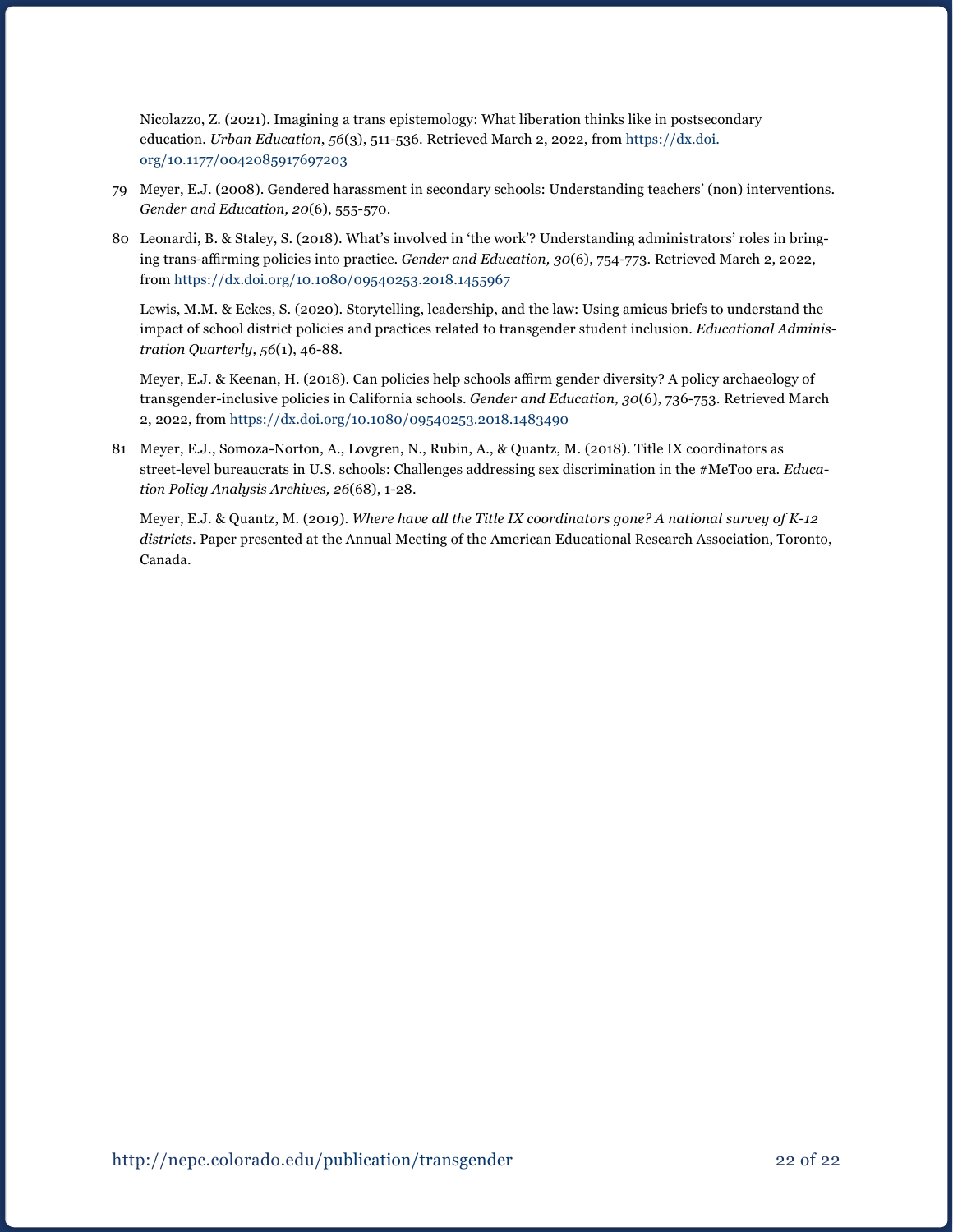Nicolazzo, Z. (2021). Imagining a trans epistemology: What liberation thinks like in postsecondary education. *Urban Education*, *56*(3), 511-536. Retrieved March 2, 2022, from https://dx.doi.org/10.1177/0042085917697203

79 Meyer, E.J. (2008). Gendered harassment in secondary schools: Understanding teachers' (non) interventions. *Gender and Education, 20*(6), 555-570.

80 Leonardi, B. & Staley, S. (2018). What's involved in 'the work'? Understanding administrators' roles in bringing trans-affirming policies into practice. *Gender and Education, 30*(6), 754-773. Retrieved March 2, 2022, from https://dx.doi.org/10.1080/09540253.2018.1455967

Lewis, M.M. & Eckes, S. (2020). Storytelling, leadership, and the law: Using amicus briefs to understand the impact of school district policies and practices related to transgender student inclusion. *Educational Administration Quarterly, 56*(1), 46-88.

Meyer, E.J. & Keenan, H. (2018). Can policies help schools affirm gender diversity? A policy archaeology of transgender-inclusive policies in California schools. *Gender and Education, 30*(6), 736-753. Retrieved March 2, 2022, from https://dx.doi.org/10.1080/09540253.2018.1483490

81 Meyer, E.J., Somoza-Norton, A., Lovgren, N., Rubin, A., & Quantz, M. (2018). Title IX coordinators as street-level bureaucrats in U.S. schools: Challenges addressing sex discrimination in the #MeToo era. *Education Policy Analysis Archives, 26*(68), 1-28.

Meyer, E.J. & Quantz, M. (2019). *Where have all the Title IX coordinators gone? A national survey of K-12 districts.* Paper presented at the Annual Meeting of the American Educational Research Association, Toronto, Canada.